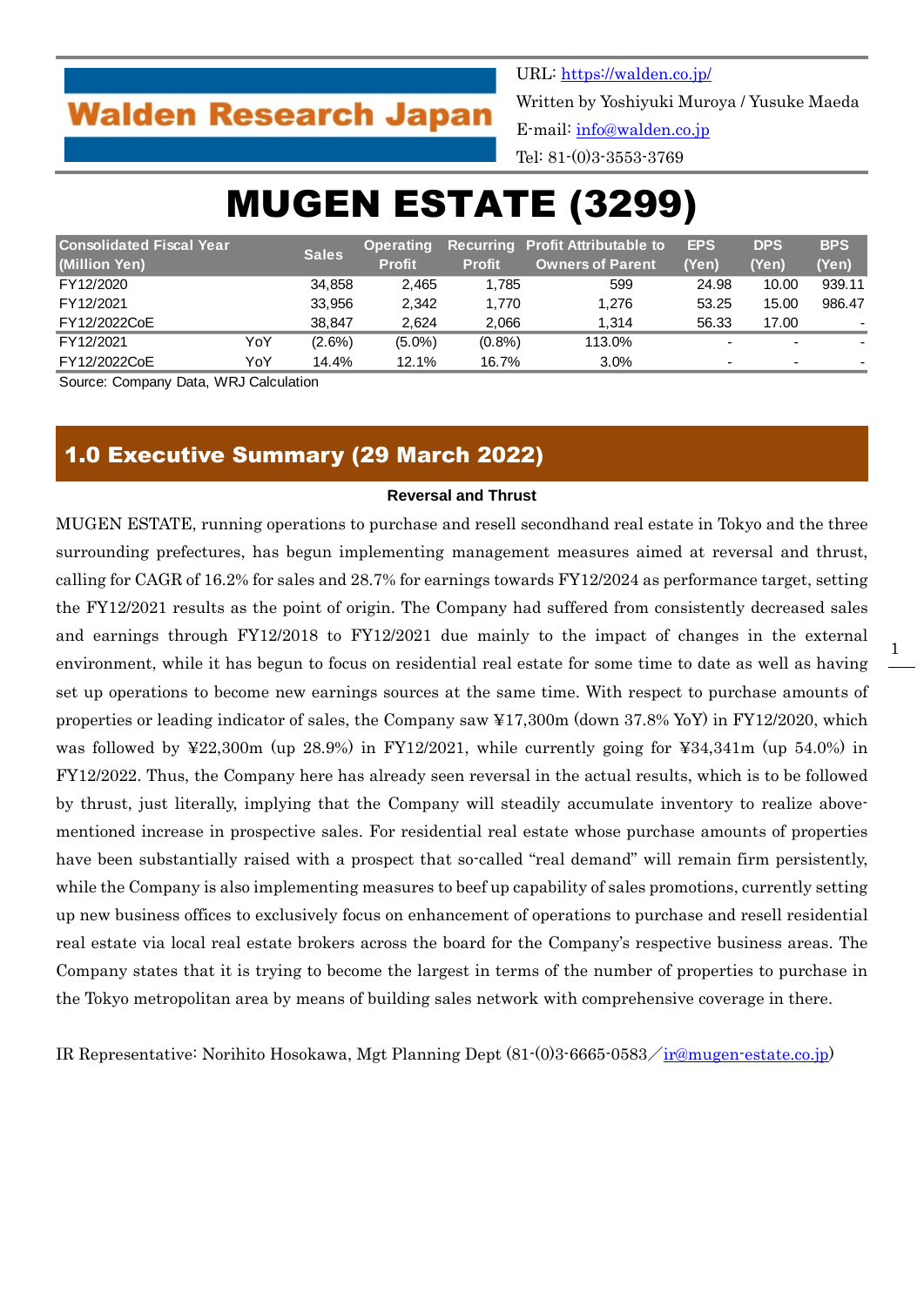Walden Research Japan

URL: https://walden.co.jp/

Written by Yoshiyuki Muroya / Yusuke Maeda

E-mail: info@walden.co.jp

Tel: 81-(0)3-3553-3769

# MUGEN ESTATE (3299)

| Consolidated Fiscal Year (Million Yen) | | Sales | Operating Profit | Recurring Profit | Profit Attributable to Owners of Parent | EPS (Yen) | DPS (Yen) | BPS (Yen) |
|---|---|---|---|---|---|---|---|---|
| FY12/2020 | | 34,858 | 2,465 | 1,785 | 599 | 24.98 | 10.00 | 939.11 |
| FY12/2021 | | 33,956 | 2,342 | 1,770 | 1,276 | 53.25 | 15.00 | 986.47 |
| FY12/2022CoE | | 38,847 | 2,624 | 2,066 | 1,314 | 56.33 | 17.00 | - |
| FY12/2021 | YoY | (2.6%) | (5.0%) | (0.8%) | 113.0% | - | - | - |
| FY12/2022CoE | YoY | 14.4% | 12.1% | 16.7% | 3.0% | - | - | - |

Source: Company Data, WRJ Calculation

## 1.0 Executive Summary (29 March 2022)

**Reversal and Thrust**

MUGEN ESTATE, running operations to purchase and resell secondhand real estate in Tokyo and the three surrounding prefectures, has begun implementing management measures aimed at reversal and thrust, calling for CAGR of 16.2% for sales and 28.7% for earnings towards FY12/2024 as performance target, setting the FY12/2021 results as the point of origin. The Company had suffered from consistently decreased sales and earnings through FY12/2018 to FY12/2021 due mainly to the impact of changes in the external environment, while it has begun to focus on residential real estate for some time to date as well as having set up operations to become new earnings sources at the same time. With respect to purchase amounts of properties or leading indicator of sales, the Company saw ¥17,300m (down 37.8% YoY) in FY12/2020, which was followed by ¥22,300m (up 28.9%) in FY12/2021, while currently going for ¥34,341m (up 54.0%) in FY12/2022. Thus, the Company here has already seen reversal in the actual results, which is to be followed by thrust, just literally, implying that the Company will steadily accumulate inventory to realize above-mentioned increase in prospective sales. For residential real estate whose purchase amounts of properties have been substantially raised with a prospect that so-called "real demand" will remain firm persistently, while the Company is also implementing measures to beef up capability of sales promotions, currently setting up new business offices to exclusively focus on enhancement of operations to purchase and resell residential real estate via local real estate brokers across the board for the Company's respective business areas. The Company states that it is trying to become the largest in terms of the number of properties to purchase in the Tokyo metropolitan area by means of building sales network with comprehensive coverage in there.

IR Representative: Norihito Hosokawa, Mgt Planning Dept (81-(0)3-6665-0583／ir@mugen-estate.co.jp)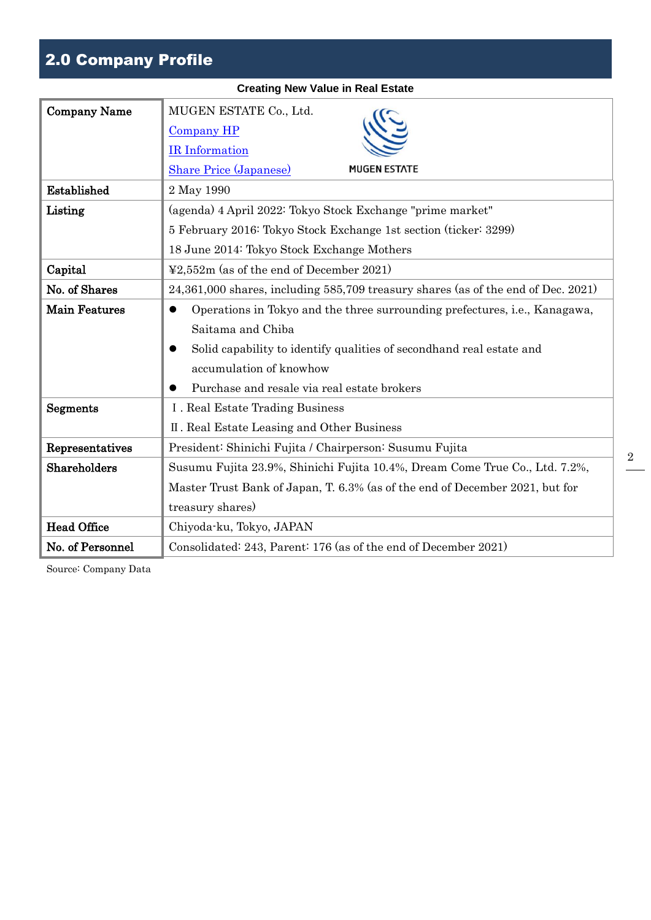## 2.0 Company Profile

**Creating New Value in Real Estate**

| | |
|---|---|
| **Company Name** | MUGEN ESTATE Co., Ltd.<br>Company HP<br>IR Information<br>Share Price (Japanese) |
| **Established** | 2 May 1990 |
| **Listing** | (agenda) 4 April 2022: Tokyo Stock Exchange "prime market"<br>5 February 2016: Tokyo Stock Exchange 1st section (ticker: 3299)<br>18 June 2014: Tokyo Stock Exchange Mothers |
| **Capital** | ¥2,552m (as of the end of December 2021) |
| **No. of Shares** | 24,361,000 shares, including 585,709 treasury shares (as of the end of Dec. 2021) |
| **Main Features** | ● Operations in Tokyo and the three surrounding prefectures, i.e., Kanagawa, Saitama and Chiba<br>● Solid capability to identify qualities of secondhand real estate and accumulation of knowhow<br>● Purchase and resale via real estate brokers |
| **Segments** | Ⅰ. Real Estate Trading Business<br>Ⅱ. Real Estate Leasing and Other Business |
| **Representatives** | President: Shinichi Fujita / Chairperson: Susumu Fujita |
| **Shareholders** | Susumu Fujita 23.9%, Shinichi Fujita 10.4%, Dream Come True Co., Ltd. 7.2%, Master Trust Bank of Japan, T. 6.3% (as of the end of December 2021, but for treasury shares) |
| **Head Office** | Chiyoda-ku, Tokyo, JAPAN |
| **No. of Personnel** | Consolidated: 243, Parent: 176 (as of the end of December 2021) |

Source: Company Data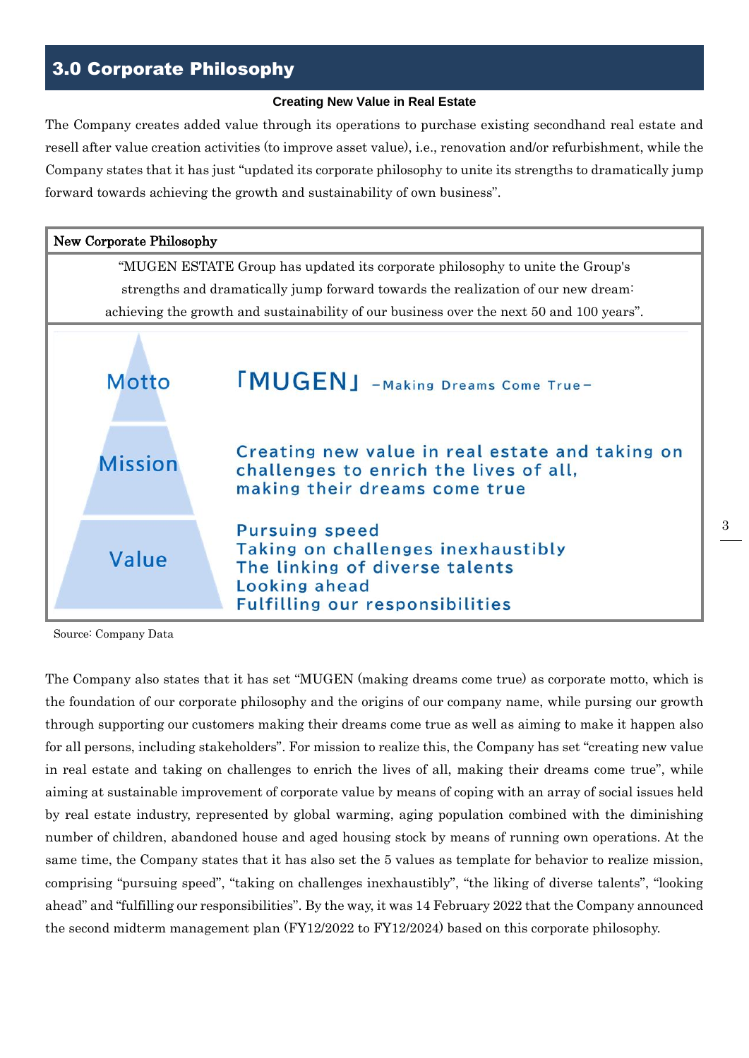## 3.0 Corporate Philosophy

**Creating New Value in Real Estate**

The Company creates added value through its operations to purchase existing secondhand real estate and resell after value creation activities (to improve asset value), i.e., renovation and/or refurbishment, while the Company states that it has just "updated its corporate philosophy to unite its strengths to dramatically jump forward towards achieving the growth and sustainability of own business".

| New Corporate Philosophy |
| --- |
| "MUGEN ESTATE Group has updated its corporate philosophy to unite the Group's strengths and dramatically jump forward towards the realization of our new dream: achieving the growth and sustainability of our business over the next 50 and 100 years". |

| | |
| --- | --- |
| Motto | 「MUGEN」 –Making Dreams Come True– |
| Mission | Creating new value in real estate and taking on challenges to enrich the lives of all, making their dreams come true |
| Value | Pursuing speed<br>Taking on challenges inexhaustibly<br>The linking of diverse talents<br>Looking ahead<br>Fulfilling our responsibilities |

Source: Company Data

The Company also states that it has set "MUGEN (making dreams come true) as corporate motto, which is the foundation of our corporate philosophy and the origins of our company name, while pursing our growth through supporting our customers making their dreams come true as well as aiming to make it happen also for all persons, including stakeholders". For mission to realize this, the Company has set "creating new value in real estate and taking on challenges to enrich the lives of all, making their dreams come true", while aiming at sustainable improvement of corporate value by means of coping with an array of social issues held by real estate industry, represented by global warming, aging population combined with the diminishing number of children, abandoned house and aged housing stock by means of running own operations. At the same time, the Company states that it has also set the 5 values as template for behavior to realize mission, comprising "pursuing speed", "taking on challenges inexhaustibly", "the liking of diverse talents", "looking ahead" and "fulfilling our responsibilities". By the way, it was 14 February 2022 that the Company announced the second midterm management plan (FY12/2022 to FY12/2024) based on this corporate philosophy.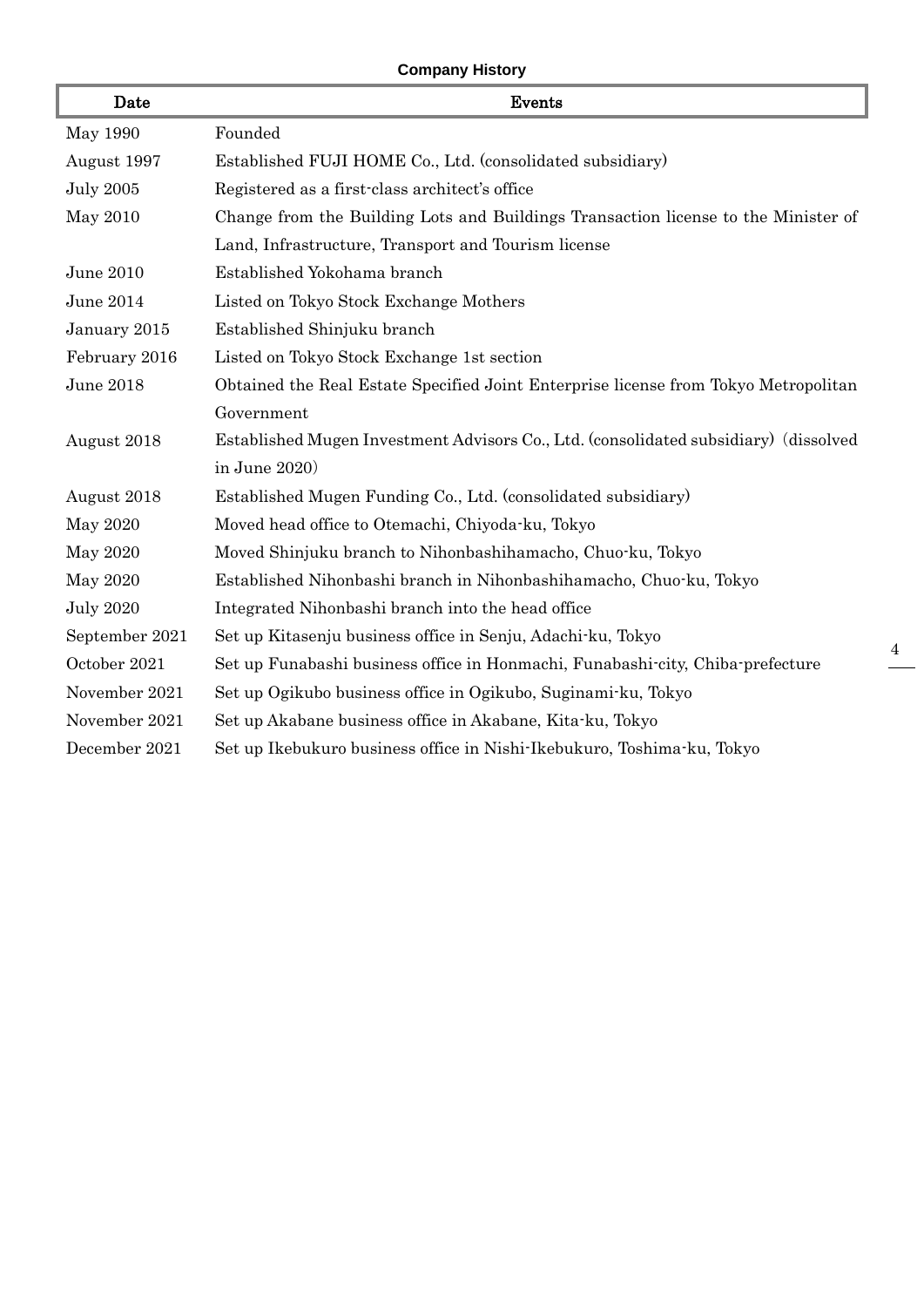**Company History**

| Date | Events |
|---|---|
| May 1990 | Founded |
| August 1997 | Established FUJI HOME Co., Ltd. (consolidated subsidiary) |
| July 2005 | Registered as a first-class architect's office |
| May 2010 | Change from the Building Lots and Buildings Transaction license to the Minister of Land, Infrastructure, Transport and Tourism license |
| June 2010 | Established Yokohama branch |
| June 2014 | Listed on Tokyo Stock Exchange Mothers |
| January 2015 | Established Shinjuku branch |
| February 2016 | Listed on Tokyo Stock Exchange 1st section |
| June 2018 | Obtained the Real Estate Specified Joint Enterprise license from Tokyo Metropolitan Government |
| August 2018 | Established Mugen Investment Advisors Co., Ltd. (consolidated subsidiary) (dissolved in June 2020) |
| August 2018 | Established Mugen Funding Co., Ltd. (consolidated subsidiary) |
| May 2020 | Moved head office to Otemachi, Chiyoda-ku, Tokyo |
| May 2020 | Moved Shinjuku branch to Nihonbashihamacho, Chuo-ku, Tokyo |
| May 2020 | Established Nihonbashi branch in Nihonbashihamacho, Chuo-ku, Tokyo |
| July 2020 | Integrated Nihonbashi branch into the head office |
| September 2021 | Set up Kitasenju business office in Senju, Adachi-ku, Tokyo |
| October 2021 | Set up Funabashi business office in Honmachi, Funabashi-city, Chiba-prefecture |
| November 2021 | Set up Ogikubo business office in Ogikubo, Suginami-ku, Tokyo |
| November 2021 | Set up Akabane business office in Akabane, Kita-ku, Tokyo |
| December 2021 | Set up Ikebukuro business office in Nishi-Ikebukuro, Toshima-ku, Tokyo |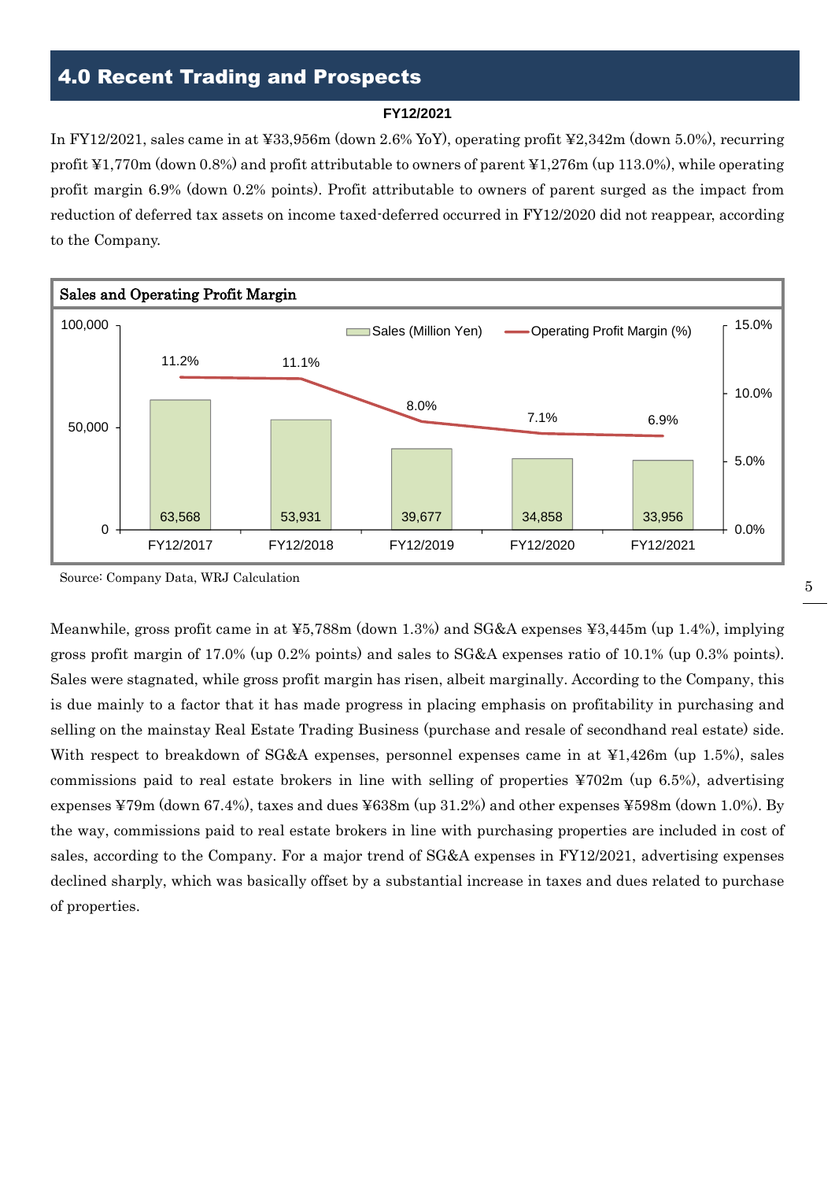## 4.0 Recent Trading and Prospects

**FY12/2021**

In FY12/2021, sales came in at ¥33,956m (down 2.6% YoY), operating profit ¥2,342m (down 5.0%), recurring profit ¥1,770m (down 0.8%) and profit attributable to owners of parent ¥1,276m (up 113.0%), while operating profit margin 6.9% (down 0.2% points). Profit attributable to owners of parent surged as the impact from reduction of deferred tax assets on income taxed-deferred occurred in FY12/2020 did not reappear, according to the Company.

**Sales and Operating Profit Margin**

| | FY12/2017 | FY12/2018 | FY12/2019 | FY12/2020 | FY12/2021 |
|---|---|---|---|---|---|
| Sales (Million Yen) | 63,568 | 53,931 | 39,677 | 34,858 | 33,956 |
| Operating Profit Margin (%) | 11.2% | 11.1% | 8.0% | 7.1% | 6.9% |

Source: Company Data, WRJ Calculation

Meanwhile, gross profit came in at ¥5,788m (down 1.3%) and SG&A expenses ¥3,445m (up 1.4%), implying gross profit margin of 17.0% (up 0.2% points) and sales to SG&A expenses ratio of 10.1% (up 0.3% points). Sales were stagnated, while gross profit margin has risen, albeit marginally. According to the Company, this is due mainly to a factor that it has made progress in placing emphasis on profitability in purchasing and selling on the mainstay Real Estate Trading Business (purchase and resale of secondhand real estate) side. With respect to breakdown of SG&A expenses, personnel expenses came in at ¥1,426m (up 1.5%), sales commissions paid to real estate brokers in line with selling of properties ¥702m (up 6.5%), advertising expenses ¥79m (down 67.4%), taxes and dues ¥638m (up 31.2%) and other expenses ¥598m (down 1.0%). By the way, commissions paid to real estate brokers in line with purchasing properties are included in cost of sales, according to the Company. For a major trend of SG&A expenses in FY12/2021, advertising expenses declined sharply, which was basically offset by a substantial increase in taxes and dues related to purchase of properties.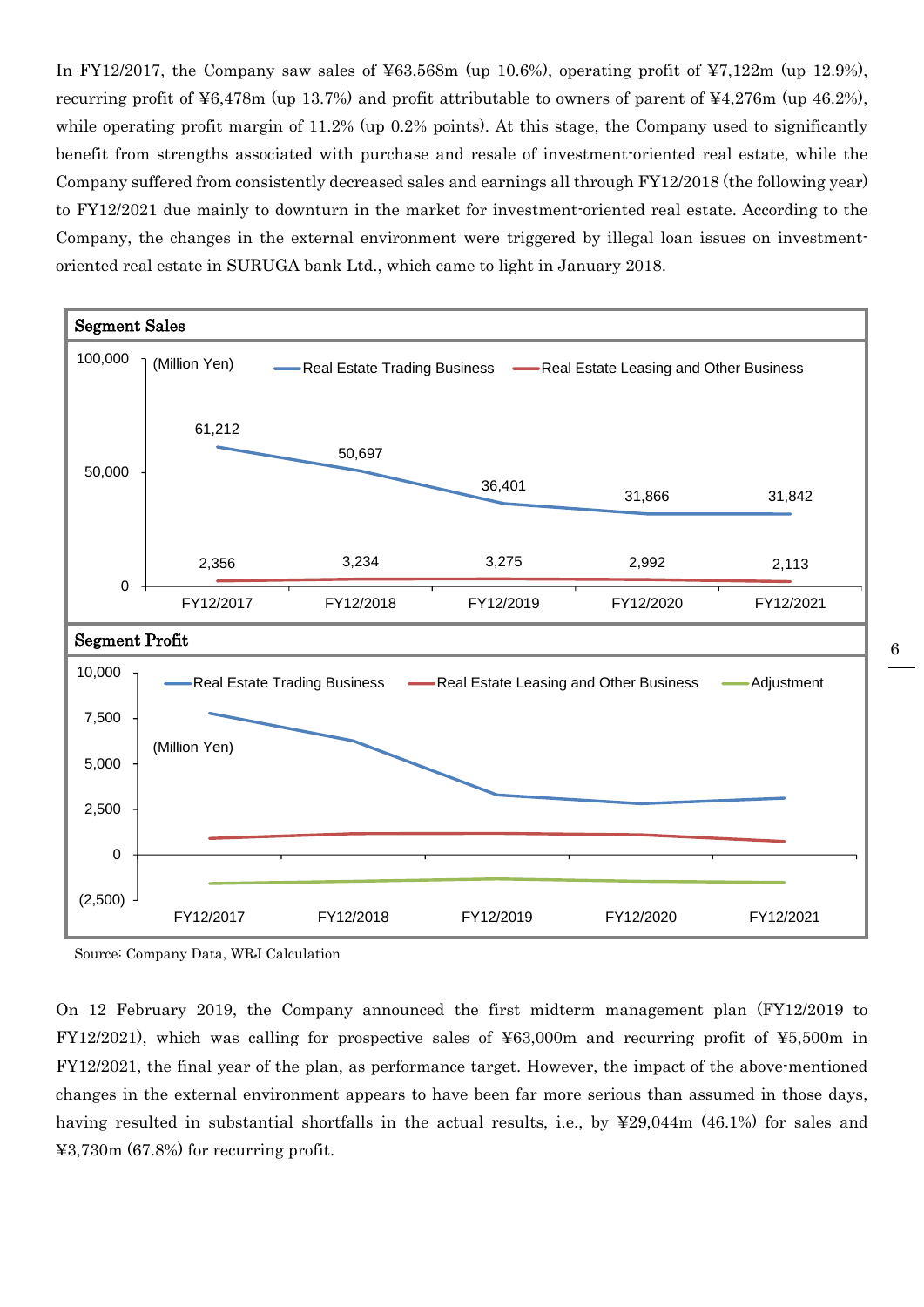In FY12/2017, the Company saw sales of ¥63,568m (up 10.6%), operating profit of ¥7,122m (up 12.9%), recurring profit of ¥6,478m (up 13.7%) and profit attributable to owners of parent of ¥4,276m (up 46.2%), while operating profit margin of 11.2% (up 0.2% points). At this stage, the Company used to significantly benefit from strengths associated with purchase and resale of investment-oriented real estate, while the Company suffered from consistently decreased sales and earnings all through FY12/2018 (the following year) to FY12/2021 due mainly to downturn in the market for investment-oriented real estate. According to the Company, the changes in the external environment were triggered by illegal loan issues on investment-oriented real estate in SURUGA bank Ltd., which came to light in January 2018.

**Segment Sales**

(Million Yen)

| | FY12/2017 | FY12/2018 | FY12/2019 | FY12/2020 | FY12/2021 |
|---|---|---|---|---|---|
| Real Estate Trading Business | 61,212 | 50,697 | 36,401 | 31,866 | 31,842 |
| Real Estate Leasing and Other Business | 2,356 | 3,234 | 3,275 | 2,992 | 2,113 |

**Segment Profit**

(Million Yen)

Series: Real Estate Trading Business; Real Estate Leasing and Other Business; Adjustment — FY12/2017 to FY12/2021

Source: Company Data, WRJ Calculation

On 12 February 2019, the Company announced the first midterm management plan (FY12/2019 to FY12/2021), which was calling for prospective sales of ¥63,000m and recurring profit of ¥5,500m in FY12/2021, the final year of the plan, as performance target. However, the impact of the above-mentioned changes in the external environment appears to have been far more serious than assumed in those days, having resulted in substantial shortfalls in the actual results, i.e., by ¥29,044m (46.1%) for sales and ¥3,730m (67.8%) for recurring profit.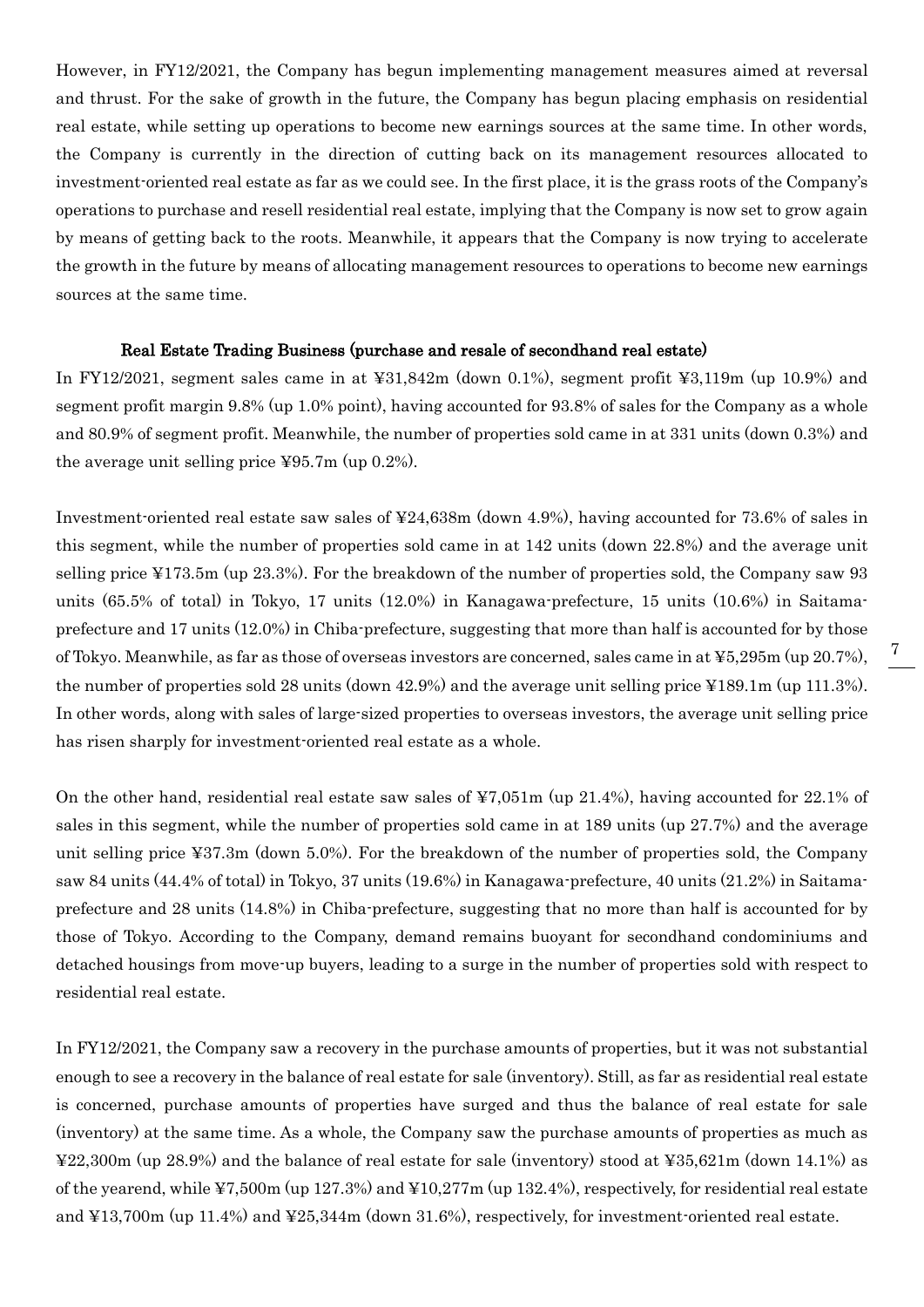However, in FY12/2021, the Company has begun implementing management measures aimed at reversal and thrust. For the sake of growth in the future, the Company has begun placing emphasis on residential real estate, while setting up operations to become new earnings sources at the same time. In other words, the Company is currently in the direction of cutting back on its management resources allocated to investment-oriented real estate as far as we could see. In the first place, it is the grass roots of the Company's operations to purchase and resell residential real estate, implying that the Company is now set to grow again by means of getting back to the roots. Meanwhile, it appears that the Company is now trying to accelerate the growth in the future by means of allocating management resources to operations to become new earnings sources at the same time.

**Real Estate Trading Business (purchase and resale of secondhand real estate)**

In FY12/2021, segment sales came in at ¥31,842m (down 0.1%), segment profit ¥3,119m (up 10.9%) and segment profit margin 9.8% (up 1.0% point), having accounted for 93.8% of sales for the Company as a whole and 80.9% of segment profit. Meanwhile, the number of properties sold came in at 331 units (down 0.3%) and the average unit selling price ¥95.7m (up 0.2%).

Investment-oriented real estate saw sales of ¥24,638m (down 4.9%), having accounted for 73.6% of sales in this segment, while the number of properties sold came in at 142 units (down 22.8%) and the average unit selling price ¥173.5m (up 23.3%). For the breakdown of the number of properties sold, the Company saw 93 units (65.5% of total) in Tokyo, 17 units (12.0%) in Kanagawa-prefecture, 15 units (10.6%) in Saitama-prefecture and 17 units (12.0%) in Chiba-prefecture, suggesting that more than half is accounted for by those of Tokyo. Meanwhile, as far as those of overseas investors are concerned, sales came in at ¥5,295m (up 20.7%), the number of properties sold 28 units (down 42.9%) and the average unit selling price ¥189.1m (up 111.3%). In other words, along with sales of large-sized properties to overseas investors, the average unit selling price has risen sharply for investment-oriented real estate as a whole.

On the other hand, residential real estate saw sales of ¥7,051m (up 21.4%), having accounted for 22.1% of sales in this segment, while the number of properties sold came in at 189 units (up 27.7%) and the average unit selling price ¥37.3m (down 5.0%). For the breakdown of the number of properties sold, the Company saw 84 units (44.4% of total) in Tokyo, 37 units (19.6%) in Kanagawa-prefecture, 40 units (21.2%) in Saitama-prefecture and 28 units (14.8%) in Chiba-prefecture, suggesting that no more than half is accounted for by those of Tokyo. According to the Company, demand remains buoyant for secondhand condominiums and detached housings from move-up buyers, leading to a surge in the number of properties sold with respect to residential real estate.

In FY12/2021, the Company saw a recovery in the purchase amounts of properties, but it was not substantial enough to see a recovery in the balance of real estate for sale (inventory). Still, as far as residential real estate is concerned, purchase amounts of properties have surged and thus the balance of real estate for sale (inventory) at the same time. As a whole, the Company saw the purchase amounts of properties as much as ¥22,300m (up 28.9%) and the balance of real estate for sale (inventory) stood at ¥35,621m (down 14.1%) as of the yearend, while ¥7,500m (up 127.3%) and ¥10,277m (up 132.4%), respectively, for residential real estate and ¥13,700m (up 11.4%) and ¥25,344m (down 31.6%), respectively, for investment-oriented real estate.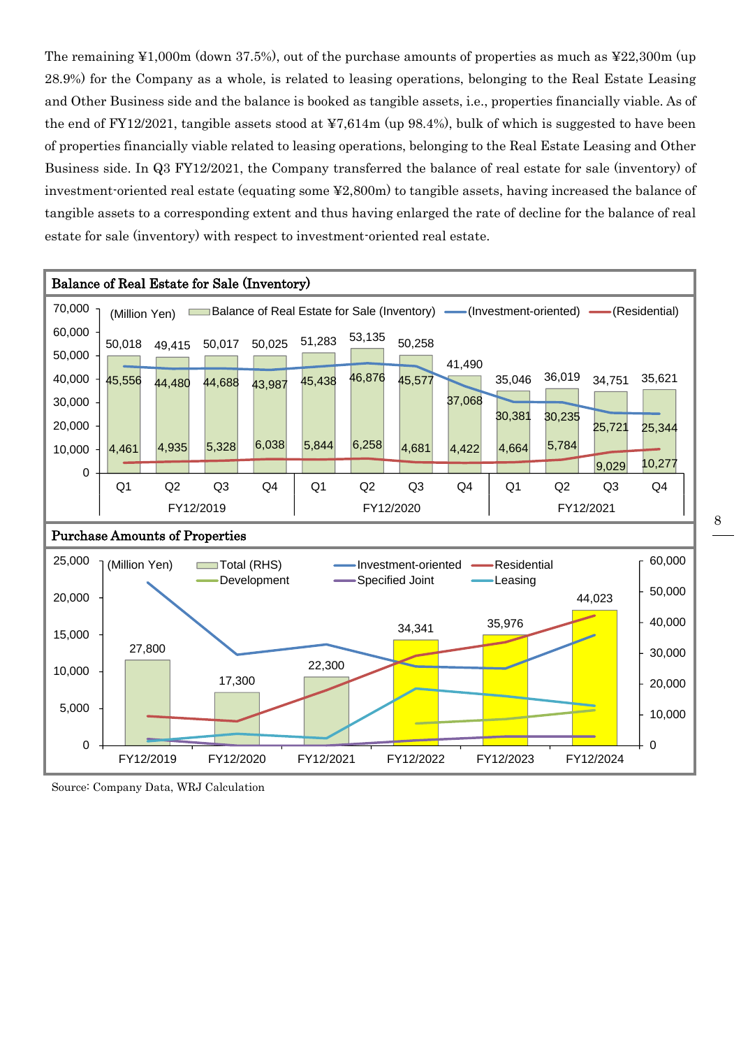The remaining ¥1,000m (down 37.5%), out of the purchase amounts of properties as much as ¥22,300m (up 28.9%) for the Company as a whole, is related to leasing operations, belonging to the Real Estate Leasing and Other Business side and the balance is booked as tangible assets, i.e., properties financially viable. As of the end of FY12/2021, tangible assets stood at ¥7,614m (up 98.4%), bulk of which is suggested to have been of properties financially viable related to leasing operations, belonging to the Real Estate Leasing and Other Business side. In Q3 FY12/2021, the Company transferred the balance of real estate for sale (inventory) of investment-oriented real estate (equating some ¥2,800m) to tangible assets, having increased the balance of tangible assets to a corresponding extent and thus having enlarged the rate of decline for the balance of real estate for sale (inventory) with respect to investment-oriented real estate.

**Balance of Real Estate for Sale (Inventory)**

(Million Yen)

| | | Balance of Real Estate for Sale (Inventory) | Investment-oriented | Residential |
|---|---|---|---|---|
| FY12/2019 | Q1 | 50,018 | 45,556 | 4,461 |
| | Q2 | 49,415 | 44,480 | 4,935 |
| | Q3 | 50,017 | 44,688 | 5,328 |
| | Q4 | 50,025 | 43,987 | 6,038 |
| FY12/2020 | Q1 | 51,283 | 45,438 | 5,844 |
| | Q2 | 53,135 | 46,876 | 6,258 |
| | Q3 | 50,258 | 45,577 | 4,681 |
| | Q4 | 41,490 | 37,068 | 4,422 |
| FY12/2021 | Q1 | 35,046 | 30,381 | 4,664 |
| | Q2 | 36,019 | 30,235 | 5,784 |
| | Q3 | 34,751 | 25,721 | 9,029 |
| | Q4 | 35,621 | 25,344 | 10,277 |

**Purchase Amounts of Properties**

(Million Yen)

| | Total (RHS) |
|---|---|
| FY12/2019 | 27,800 |
| FY12/2020 | 17,300 |
| FY12/2021 | 22,300 |
| FY12/2022 | 34,341 |
| FY12/2023 | 35,976 |
| FY12/2024 | 44,023 |

Lines (LHS): Investment-oriented, Residential, Development, Specified Joint, Leasing

Source: Company Data, WRJ Calculation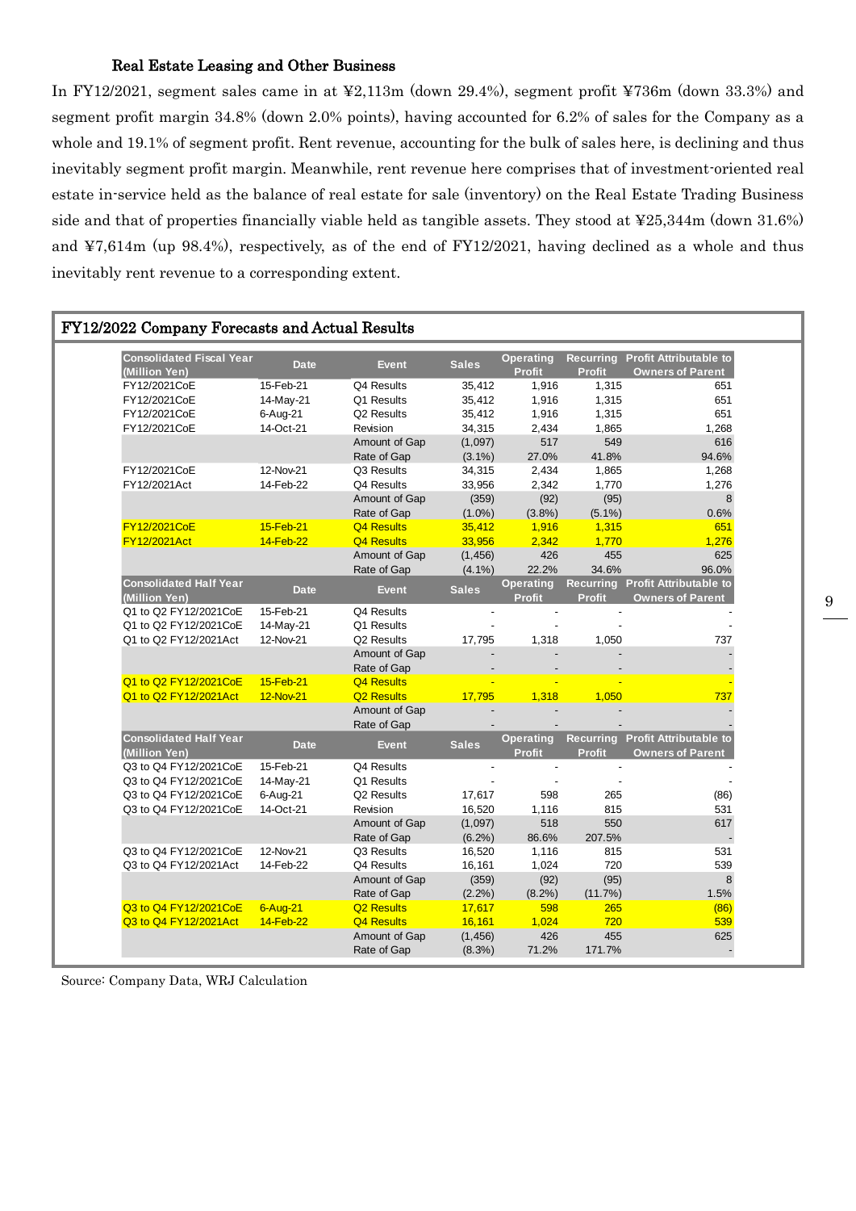### Real Estate Leasing and Other Business

In FY12/2021, segment sales came in at ¥2,113m (down 29.4%), segment profit ¥736m (down 33.3%) and segment profit margin 34.8% (down 2.0% points), having accounted for 6.2% of sales for the Company as a whole and 19.1% of segment profit. Rent revenue, accounting for the bulk of sales here, is declining and thus inevitably segment profit margin. Meanwhile, rent revenue here comprises that of investment-oriented real estate in-service held as the balance of real estate for sale (inventory) on the Real Estate Trading Business side and that of properties financially viable held as tangible assets. They stood at ¥25,344m (down 31.6%) and ¥7,614m (up 98.4%), respectively, as of the end of FY12/2021, having declined as a whole and thus inevitably rent revenue to a corresponding extent.

**FY12/2022 Company Forecasts and Actual Results**

| Consolidated Fiscal Year (Million Yen) | Date | Event | Sales | Operating Profit | Recurring Profit | Profit Attributable to Owners of Parent |
|---|---|---|---|---|---|---|
| FY12/2021CoE | 15-Feb-21 | Q4 Results | 35,412 | 1,916 | 1,315 | 651 |
| FY12/2021CoE | 14-May-21 | Q1 Results | 35,412 | 1,916 | 1,315 | 651 |
| FY12/2021CoE | 6-Aug-21 | Q2 Results | 35,412 | 1,916 | 1,315 | 651 |
| FY12/2021CoE | 14-Oct-21 | Revision | 34,315 | 2,434 | 1,865 | 1,268 |
| | | Amount of Gap | (1,097) | 517 | 549 | 616 |
| | | Rate of Gap | (3.1%) | 27.0% | 41.8% | 94.6% |
| FY12/2021CoE | 12-Nov-21 | Q3 Results | 34,315 | 2,434 | 1,865 | 1,268 |
| FY12/2021Act | 14-Feb-22 | Q4 Results | 33,956 | 2,342 | 1,770 | 1,276 |
| | | Amount of Gap | (359) | (92) | (95) | 8 |
| | | Rate of Gap | (1.0%) | (3.8%) | (5.1%) | 0.6% |
| FY12/2021CoE | 15-Feb-21 | Q4 Results | 35,412 | 1,916 | 1,315 | 651 |
| FY12/2021Act | 14-Feb-22 | Q4 Results | 33,956 | 2,342 | 1,770 | 1,276 |
| | | Amount of Gap | (1,456) | 426 | 455 | 625 |
| | | Rate of Gap | (4.1%) | 22.2% | 34.6% | 96.0% |
| **Consolidated Half Year (Million Yen)** | **Date** | **Event** | **Sales** | **Operating Profit** | **Recurring Profit** | **Profit Attributable to Owners of Parent** |
| Q1 to Q2 FY12/2021CoE | 15-Feb-21 | Q4 Results | - | - | - | - |
| Q1 to Q2 FY12/2021CoE | 14-May-21 | Q1 Results | - | - | - | - |
| Q1 to Q2 FY12/2021Act | 12-Nov-21 | Q2 Results | 17,795 | 1,318 | 1,050 | 737 |
| | | Amount of Gap | - | - | - | - |
| | | Rate of Gap | - | - | - | - |
| Q1 to Q2 FY12/2021CoE | 15-Feb-21 | Q4 Results | - | - | - | - |
| Q1 to Q2 FY12/2021Act | 12-Nov-21 | Q2 Results | 17,795 | 1,318 | 1,050 | 737 |
| | | Amount of Gap | - | - | - | - |
| | | Rate of Gap | - | - | - | - |
| **Consolidated Half Year (Million Yen)** | **Date** | **Event** | **Sales** | **Operating Profit** | **Recurring Profit** | **Profit Attributable to Owners of Parent** |
| Q3 to Q4 FY12/2021CoE | 15-Feb-21 | Q4 Results | - | - | - | - |
| Q3 to Q4 FY12/2021CoE | 14-May-21 | Q1 Results | - | - | - | - |
| Q3 to Q4 FY12/2021CoE | 6-Aug-21 | Q2 Results | 17,617 | 598 | 265 | (86) |
| Q3 to Q4 FY12/2021CoE | 14-Oct-21 | Revision | 16,520 | 1,116 | 815 | 531 |
| | | Amount of Gap | (1,097) | 518 | 550 | 617 |
| | | Rate of Gap | (6.2%) | 86.6% | 207.5% | - |
| Q3 to Q4 FY12/2021CoE | 12-Nov-21 | Q3 Results | 16,520 | 1,116 | 815 | 531 |
| Q3 to Q4 FY12/2021Act | 14-Feb-22 | Q4 Results | 16,161 | 1,024 | 720 | 539 |
| | | Amount of Gap | (359) | (92) | (95) | 8 |
| | | Rate of Gap | (2.2%) | (8.2%) | (11.7%) | 1.5% |
| Q3 to Q4 FY12/2021CoE | 6-Aug-21 | Q2 Results | 17,617 | 598 | 265 | (86) |
| Q3 to Q4 FY12/2021Act | 14-Feb-22 | Q4 Results | 16,161 | 1,024 | 720 | 539 |
| | | Amount of Gap | (1,456) | 426 | 455 | 625 |
| | | Rate of Gap | (8.3%) | 71.2% | 171.7% | - |

Source: Company Data, WRJ Calculation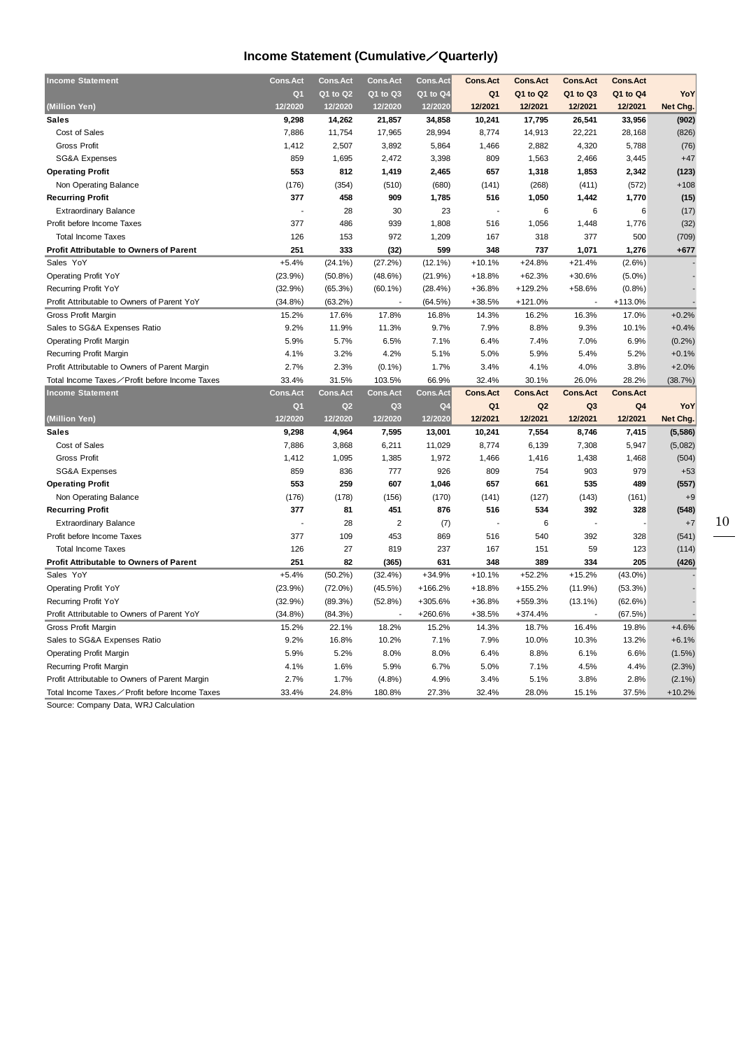# Income Statement (Cumulative／Quarterly)

| Income Statement | Cons.Act | Cons.Act | Cons.Act | Cons.Act | Cons.Act | Cons.Act | Cons.Act | Cons.Act | |
|---|---|---|---|---|---|---|---|---|---|
| | Q1 | Q1 to Q2 | Q1 to Q3 | Q1 to Q4 | Q1 | Q1 to Q2 | Q1 to Q3 | Q1 to Q4 | YoY |
| (Million Yen) | 12/2020 | 12/2020 | 12/2020 | 12/2020 | 12/2021 | 12/2021 | 12/2021 | 12/2021 | Net Chg. |
| **Sales** | **9,298** | **14,262** | **21,857** | **34,858** | **10,241** | **17,795** | **26,541** | **33,956** | **(902)** |
| Cost of Sales | 7,886 | 11,754 | 17,965 | 28,994 | 8,774 | 14,913 | 22,221 | 28,168 | (826) |
| Gross Profit | 1,412 | 2,507 | 3,892 | 5,864 | 1,466 | 2,882 | 4,320 | 5,788 | (76) |
| SG&A Expenses | 859 | 1,695 | 2,472 | 3,398 | 809 | 1,563 | 2,466 | 3,445 | +47 |
| **Operating Profit** | **553** | **812** | **1,419** | **2,465** | **657** | **1,318** | **1,853** | **2,342** | **(123)** |
| Non Operating Balance | (176) | (354) | (510) | (680) | (141) | (268) | (411) | (572) | +108 |
| **Recurring Profit** | **377** | **458** | **909** | **1,785** | **516** | **1,050** | **1,442** | **1,770** | **(15)** |
| Extraordinary Balance | - | 28 | 30 | 23 | - | 6 | 6 | 6 | (17) |
| Profit before Income Taxes | 377 | 486 | 939 | 1,808 | 516 | 1,056 | 1,448 | 1,776 | (32) |
| Total Income Taxes | 126 | 153 | 972 | 1,209 | 167 | 318 | 377 | 500 | (709) |
| **Profit Attributable to Owners of Parent** | **251** | **333** | **(32)** | **599** | **348** | **737** | **1,071** | **1,276** | **+677** |
| Sales YoY | +5.4% | (24.1%) | (27.2%) | (12.1%) | +10.1% | +24.8% | +21.4% | (2.6%) | - |
| Operating Profit YoY | (23.9%) | (50.8%) | (48.6%) | (21.9%) | +18.8% | +62.3% | +30.6% | (5.0%) | - |
| Recurring Profit YoY | (32.9%) | (65.3%) | (60.1%) | (28.4%) | +36.8% | +129.2% | +58.6% | (0.8%) | - |
| Profit Attributable to Owners of Parent YoY | (34.8%) | (63.2%) | - | (64.5%) | +38.5% | +121.0% | - | +113.0% | - |
| Gross Profit Margin | 15.2% | 17.6% | 17.8% | 16.8% | 14.3% | 16.2% | 16.3% | 17.0% | +0.2% |
| Sales to SG&A Expenses Ratio | 9.2% | 11.9% | 11.3% | 9.7% | 7.9% | 8.8% | 9.3% | 10.1% | +0.4% |
| Operating Profit Margin | 5.9% | 5.7% | 6.5% | 7.1% | 6.4% | 7.4% | 7.0% | 6.9% | (0.2%) |
| Recurring Profit Margin | 4.1% | 3.2% | 4.2% | 5.1% | 5.0% | 5.9% | 5.4% | 5.2% | +0.1% |
| Profit Attributable to Owners of Parent Margin | 2.7% | 2.3% | (0.1%) | 1.7% | 3.4% | 4.1% | 4.0% | 3.8% | +2.0% |
| Total Income Taxes／Profit before Income Taxes | 33.4% | 31.5% | 103.5% | 66.9% | 32.4% | 30.1% | 26.0% | 28.2% | (38.7%) |

| Income Statement | Cons.Act | Cons.Act | Cons.Act | Cons.Act | Cons.Act | Cons.Act | Cons.Act | Cons.Act | |
|---|---|---|---|---|---|---|---|---|---|
| | Q1 | Q2 | Q3 | Q4 | Q1 | Q2 | Q3 | Q4 | YoY |
| (Million Yen) | 12/2020 | 12/2020 | 12/2020 | 12/2020 | 12/2021 | 12/2021 | 12/2021 | 12/2021 | Net Chg. |
| **Sales** | **9,298** | **4,964** | **7,595** | **13,001** | **10,241** | **7,554** | **8,746** | **7,415** | **(5,586)** |
| Cost of Sales | 7,886 | 3,868 | 6,211 | 11,029 | 8,774 | 6,139 | 7,308 | 5,947 | (5,082) |
| Gross Profit | 1,412 | 1,095 | 1,385 | 1,972 | 1,466 | 1,416 | 1,438 | 1,468 | (504) |
| SG&A Expenses | 859 | 836 | 777 | 926 | 809 | 754 | 903 | 979 | +53 |
| **Operating Profit** | **553** | **259** | **607** | **1,046** | **657** | **661** | **535** | **489** | **(557)** |
| Non Operating Balance | (176) | (178) | (156) | (170) | (141) | (127) | (143) | (161) | +9 |
| **Recurring Profit** | **377** | **81** | **451** | **876** | **516** | **534** | **392** | **328** | **(548)** |
| Extraordinary Balance | - | 28 | 2 | (7) | - | 6 | - | - | +7 |
| Profit before Income Taxes | 377 | 109 | 453 | 869 | 516 | 540 | 392 | 328 | (541) |
| Total Income Taxes | 126 | 27 | 819 | 237 | 167 | 151 | 59 | 123 | (114) |
| **Profit Attributable to Owners of Parent** | **251** | **82** | **(365)** | **631** | **348** | **389** | **334** | **205** | **(426)** |
| Sales YoY | +5.4% | (50.2%) | (32.4%) | +34.9% | +10.1% | +52.2% | +15.2% | (43.0%) | - |
| Operating Profit YoY | (23.9%) | (72.0%) | (45.5%) | +166.2% | +18.8% | +155.2% | (11.9%) | (53.3%) | - |
| Recurring Profit YoY | (32.9%) | (89.3%) | (52.8%) | +305.6% | +36.8% | +559.3% | (13.1%) | (62.6%) | - |
| Profit Attributable to Owners of Parent YoY | (34.8%) | (84.3%) | - | +260.6% | +38.5% | +374.4% | - | (67.5%) | - |
| Gross Profit Margin | 15.2% | 22.1% | 18.2% | 15.2% | 14.3% | 18.7% | 16.4% | 19.8% | +4.6% |
| Sales to SG&A Expenses Ratio | 9.2% | 16.8% | 10.2% | 7.1% | 7.9% | 10.0% | 10.3% | 13.2% | +6.1% |
| Operating Profit Margin | 5.9% | 5.2% | 8.0% | 8.0% | 6.4% | 8.8% | 6.1% | 6.6% | (1.5%) |
| Recurring Profit Margin | 4.1% | 1.6% | 5.9% | 6.7% | 5.0% | 7.1% | 4.5% | 4.4% | (2.3%) |
| Profit Attributable to Owners of Parent Margin | 2.7% | 1.7% | (4.8%) | 4.9% | 3.4% | 5.1% | 3.8% | 2.8% | (2.1%) |
| Total Income Taxes／Profit before Income Taxes | 33.4% | 24.8% | 180.8% | 27.3% | 32.4% | 28.0% | 15.1% | 37.5% | +10.2% |

Source: Company Data, WRJ Calculation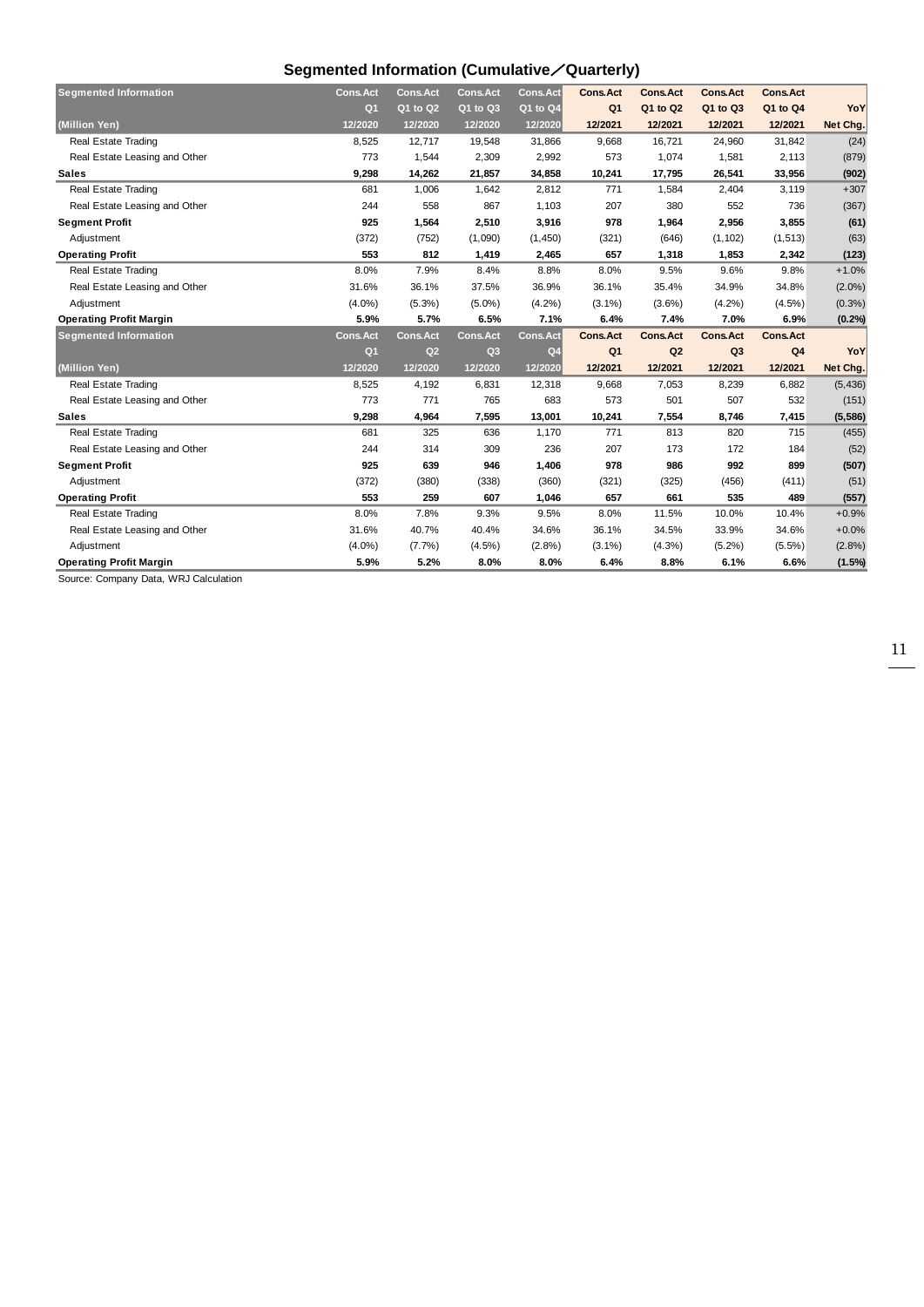## Segmented Information (Cumulative／Quarterly)

| Segmented Information | Cons.Act | Cons.Act | Cons.Act | Cons.Act | Cons.Act | Cons.Act | Cons.Act | Cons.Act | |
|---|---|---|---|---|---|---|---|---|---|
| | Q1 | Q1 to Q2 | Q1 to Q3 | Q1 to Q4 | Q1 | Q1 to Q2 | Q1 to Q3 | Q1 to Q4 | YoY |
| (Million Yen) | 12/2020 | 12/2020 | 12/2020 | 12/2020 | 12/2021 | 12/2021 | 12/2021 | 12/2021 | Net Chg. |
| Real Estate Trading | 8,525 | 12,717 | 19,548 | 31,866 | 9,668 | 16,721 | 24,960 | 31,842 | (24) |
| Real Estate Leasing and Other | 773 | 1,544 | 2,309 | 2,992 | 573 | 1,074 | 1,581 | 2,113 | (879) |
| **Sales** | **9,298** | **14,262** | **21,857** | **34,858** | **10,241** | **17,795** | **26,541** | **33,956** | **(902)** |
| Real Estate Trading | 681 | 1,006 | 1,642 | 2,812 | 771 | 1,584 | 2,404 | 3,119 | +307 |
| Real Estate Leasing and Other | 244 | 558 | 867 | 1,103 | 207 | 380 | 552 | 736 | (367) |
| **Segment Profit** | **925** | **1,564** | **2,510** | **3,916** | **978** | **1,964** | **2,956** | **3,855** | **(61)** |
| Adjustment | (372) | (752) | (1,090) | (1,450) | (321) | (646) | (1,102) | (1,513) | (63) |
| **Operating Profit** | **553** | **812** | **1,419** | **2,465** | **657** | **1,318** | **1,853** | **2,342** | **(123)** |
| Real Estate Trading | 8.0% | 7.9% | 8.4% | 8.8% | 8.0% | 9.5% | 9.6% | 9.8% | +1.0% |
| Real Estate Leasing and Other | 31.6% | 36.1% | 37.5% | 36.9% | 36.1% | 35.4% | 34.9% | 34.8% | (2.0%) |
| Adjustment | (4.0%) | (5.3%) | (5.0%) | (4.2%) | (3.1%) | (3.6%) | (4.2%) | (4.5%) | (0.3%) |
| **Operating Profit Margin** | **5.9%** | **5.7%** | **6.5%** | **7.1%** | **6.4%** | **7.4%** | **7.0%** | **6.9%** | **(0.2%)** |

| Segmented Information | Cons.Act | Cons.Act | Cons.Act | Cons.Act | Cons.Act | Cons.Act | Cons.Act | Cons.Act | |
|---|---|---|---|---|---|---|---|---|---|
| | Q1 | Q2 | Q3 | Q4 | Q1 | Q2 | Q3 | Q4 | YoY |
| (Million Yen) | 12/2020 | 12/2020 | 12/2020 | 12/2020 | 12/2021 | 12/2021 | 12/2021 | 12/2021 | Net Chg. |
| Real Estate Trading | 8,525 | 4,192 | 6,831 | 12,318 | 9,668 | 7,053 | 8,239 | 6,882 | (5,436) |
| Real Estate Leasing and Other | 773 | 771 | 765 | 683 | 573 | 501 | 507 | 532 | (151) |
| **Sales** | **9,298** | **4,964** | **7,595** | **13,001** | **10,241** | **7,554** | **8,746** | **7,415** | **(5,586)** |
| Real Estate Trading | 681 | 325 | 636 | 1,170 | 771 | 813 | 820 | 715 | (455) |
| Real Estate Leasing and Other | 244 | 314 | 309 | 236 | 207 | 173 | 172 | 184 | (52) |
| **Segment Profit** | **925** | **639** | **946** | **1,406** | **978** | **986** | **992** | **899** | **(507)** |
| Adjustment | (372) | (380) | (338) | (360) | (321) | (325) | (456) | (411) | (51) |
| **Operating Profit** | **553** | **259** | **607** | **1,046** | **657** | **661** | **535** | **489** | **(557)** |
| Real Estate Trading | 8.0% | 7.8% | 9.3% | 9.5% | 8.0% | 11.5% | 10.0% | 10.4% | +0.9% |
| Real Estate Leasing and Other | 31.6% | 40.7% | 40.4% | 34.6% | 36.1% | 34.5% | 33.9% | 34.6% | +0.0% |
| Adjustment | (4.0%) | (7.7%) | (4.5%) | (2.8%) | (3.1%) | (4.3%) | (5.2%) | (5.5%) | (2.8%) |
| **Operating Profit Margin** | **5.9%** | **5.2%** | **8.0%** | **8.0%** | **6.4%** | **8.8%** | **6.1%** | **6.6%** | **(1.5%)** |

Source: Company Data, WRJ Calculation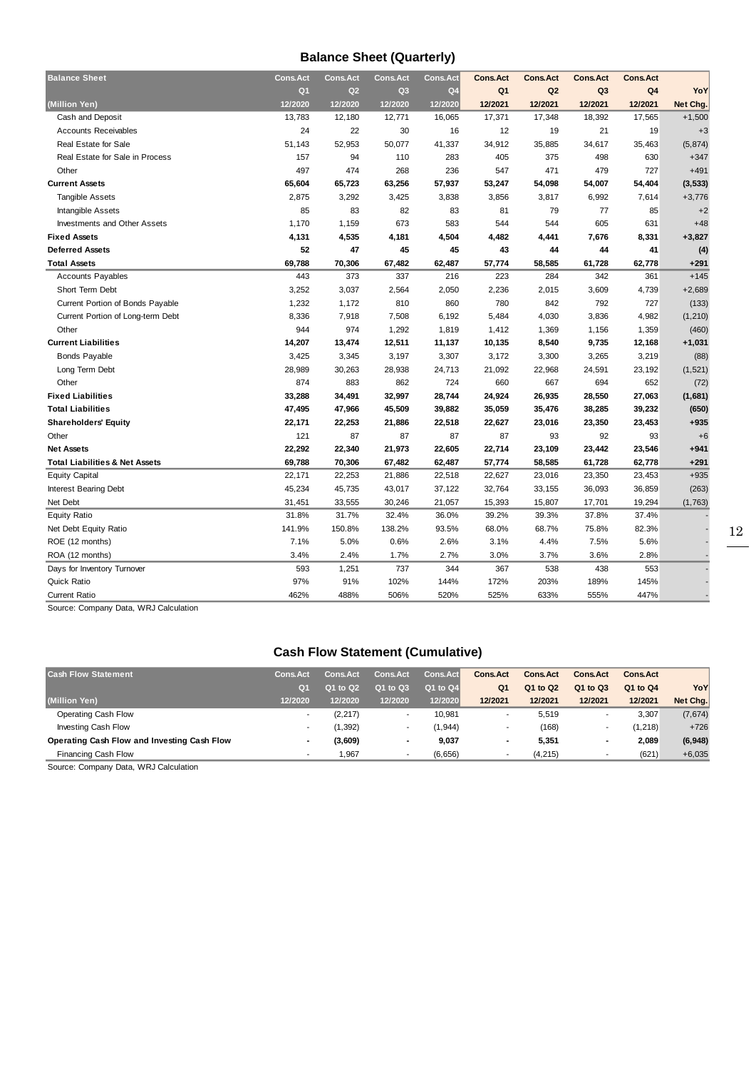## Balance Sheet (Quarterly)

| Balance Sheet | Cons.Act | Cons.Act | Cons.Act | Cons.Act | Cons.Act | Cons.Act | Cons.Act | Cons.Act | |
|---|---|---|---|---|---|---|---|---|---|
| | Q1 | Q2 | Q3 | Q4 | Q1 | Q2 | Q3 | Q4 | YoY |
| (Million Yen) | 12/2020 | 12/2020 | 12/2020 | 12/2020 | 12/2021 | 12/2021 | 12/2021 | 12/2021 | Net Chg. |
| Cash and Deposit | 13,783 | 12,180 | 12,771 | 16,065 | 17,371 | 17,348 | 18,392 | 17,565 | +1,500 |
| Accounts Receivables | 24 | 22 | 30 | 16 | 12 | 19 | 21 | 19 | +3 |
| Real Estate for Sale | 51,143 | 52,953 | 50,077 | 41,337 | 34,912 | 35,885 | 34,617 | 35,463 | (5,874) |
| Real Estate for Sale in Process | 157 | 94 | 110 | 283 | 405 | 375 | 498 | 630 | +347 |
| Other | 497 | 474 | 268 | 236 | 547 | 471 | 479 | 727 | +491 |
| **Current Assets** | **65,604** | **65,723** | **63,256** | **57,937** | **53,247** | **54,098** | **54,007** | **54,404** | **(3,533)** |
| Tangible Assets | 2,875 | 3,292 | 3,425 | 3,838 | 3,856 | 3,817 | 6,992 | 7,614 | +3,776 |
| Intangible Assets | 85 | 83 | 82 | 83 | 81 | 79 | 77 | 85 | +2 |
| Investments and Other Assets | 1,170 | 1,159 | 673 | 583 | 544 | 544 | 605 | 631 | +48 |
| **Fixed Assets** | **4,131** | **4,535** | **4,181** | **4,504** | **4,482** | **4,441** | **7,676** | **8,331** | **+3,827** |
| **Deferred Assets** | **52** | **47** | **45** | **45** | **43** | **44** | **44** | **41** | **(4)** |
| **Total Assets** | **69,788** | **70,306** | **67,482** | **62,487** | **57,774** | **58,585** | **61,728** | **62,778** | **+291** |
| Accounts Payables | 443 | 373 | 337 | 216 | 223 | 284 | 342 | 361 | +145 |
| Short Term Debt | 3,252 | 3,037 | 2,564 | 2,050 | 2,236 | 2,015 | 3,609 | 4,739 | +2,689 |
| Current Portion of Bonds Payable | 1,232 | 1,172 | 810 | 860 | 780 | 842 | 792 | 727 | (133) |
| Current Portion of Long-term Debt | 8,336 | 7,918 | 7,508 | 6,192 | 5,484 | 4,030 | 3,836 | 4,982 | (1,210) |
| Other | 944 | 974 | 1,292 | 1,819 | 1,412 | 1,369 | 1,156 | 1,359 | (460) |
| **Current Liabilities** | **14,207** | **13,474** | **12,511** | **11,137** | **10,135** | **8,540** | **9,735** | **12,168** | **+1,031** |
| Bonds Payable | 3,425 | 3,345 | 3,197 | 3,307 | 3,172 | 3,300 | 3,265 | 3,219 | (88) |
| Long Term Debt | 28,989 | 30,263 | 28,938 | 24,713 | 21,092 | 22,968 | 24,591 | 23,192 | (1,521) |
| Other | 874 | 883 | 862 | 724 | 660 | 667 | 694 | 652 | (72) |
| **Fixed Liabilities** | **33,288** | **34,491** | **32,997** | **28,744** | **24,924** | **26,935** | **28,550** | **27,063** | **(1,681)** |
| **Total Liabilities** | **47,495** | **47,966** | **45,509** | **39,882** | **35,059** | **35,476** | **38,285** | **39,232** | **(650)** |
| **Shareholders' Equity** | **22,171** | **22,253** | **21,886** | **22,518** | **22,627** | **23,016** | **23,350** | **23,453** | **+935** |
| Other | 121 | 87 | 87 | 87 | 87 | 93 | 92 | 93 | +6 |
| **Net Assets** | **22,292** | **22,340** | **21,973** | **22,605** | **22,714** | **23,109** | **23,442** | **23,546** | **+941** |
| **Total Liabilities & Net Assets** | **69,788** | **70,306** | **67,482** | **62,487** | **57,774** | **58,585** | **61,728** | **62,778** | **+291** |
| Equity Capital | 22,171 | 22,253 | 21,886 | 22,518 | 22,627 | 23,016 | 23,350 | 23,453 | +935 |
| Interest Bearing Debt | 45,234 | 45,735 | 43,017 | 37,122 | 32,764 | 33,155 | 36,093 | 36,859 | (263) |
| Net Debt | 31,451 | 33,555 | 30,246 | 21,057 | 15,393 | 15,807 | 17,701 | 19,294 | (1,763) |
| Equity Ratio | 31.8% | 31.7% | 32.4% | 36.0% | 39.2% | 39.3% | 37.8% | 37.4% | - |
| Net Debt Equity Ratio | 141.9% | 150.8% | 138.2% | 93.5% | 68.0% | 68.7% | 75.8% | 82.3% | - |
| ROE (12 months) | 7.1% | 5.0% | 0.6% | 2.6% | 3.1% | 4.4% | 7.5% | 5.6% | - |
| ROA (12 months) | 3.4% | 2.4% | 1.7% | 2.7% | 3.0% | 3.7% | 3.6% | 2.8% | - |
| Days for Inventory Turnover | 593 | 1,251 | 737 | 344 | 367 | 538 | 438 | 553 | - |
| Quick Ratio | 97% | 91% | 102% | 144% | 172% | 203% | 189% | 145% | - |
| Current Ratio | 462% | 488% | 506% | 520% | 525% | 633% | 555% | 447% | - |

Source: Company Data, WRJ Calculation

## Cash Flow Statement (Cumulative)

| Cash Flow Statement | Cons.Act | Cons.Act | Cons.Act | Cons.Act | Cons.Act | Cons.Act | Cons.Act | Cons.Act | |
|---|---|---|---|---|---|---|---|---|---|
| | Q1 | Q1 to Q2 | Q1 to Q3 | Q1 to Q4 | Q1 | Q1 to Q2 | Q1 to Q3 | Q1 to Q4 | YoY |
| (Million Yen) | 12/2020 | 12/2020 | 12/2020 | 12/2020 | 12/2021 | 12/2021 | 12/2021 | 12/2021 | Net Chg. |
| Operating Cash Flow | - | (2,217) | - | 10,981 | - | 5,519 | - | 3,307 | (7,674) |
| Investing Cash Flow | - | (1,392) | - | (1,944) | - | (168) | - | (1,218) | +726 |
| **Operating Cash Flow and Investing Cash Flow** | **-** | **(3,609)** | **-** | **9,037** | **-** | **5,351** | **-** | **2,089** | **(6,948)** |
| Financing Cash Flow | - | 1,967 | - | (6,656) | - | (4,215) | - | (621) | +6,035 |

Source: Company Data, WRJ Calculation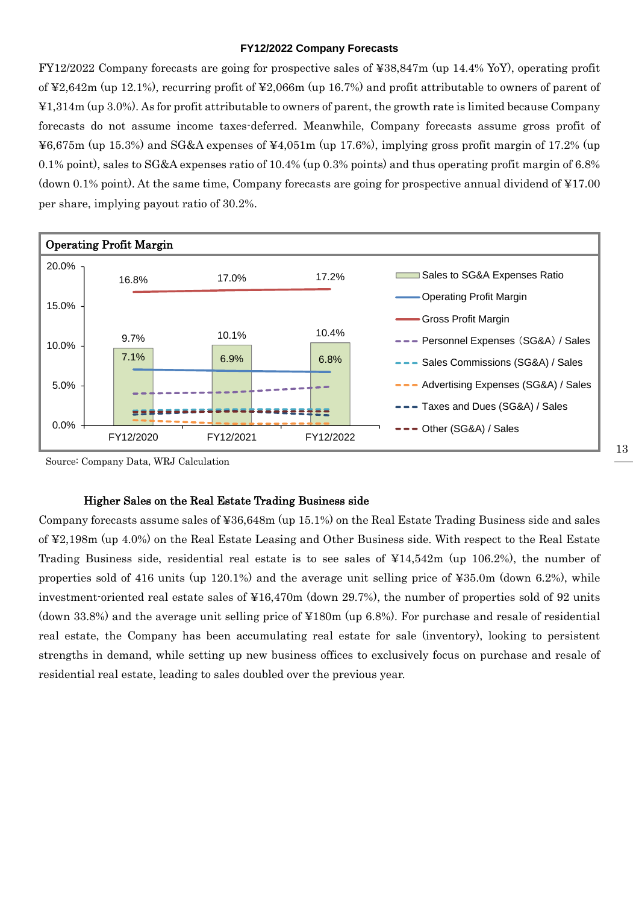## FY12/2022 Company Forecasts

FY12/2022 Company forecasts are going for prospective sales of ¥38,847m (up 14.4% YoY), operating profit of ¥2,642m (up 12.1%), recurring profit of ¥2,066m (up 16.7%) and profit attributable to owners of parent of ¥1,314m (up 3.0%). As for profit attributable to owners of parent, the growth rate is limited because Company forecasts do not assume income taxes-deferred. Meanwhile, Company forecasts assume gross profit of ¥6,675m (up 15.3%) and SG&A expenses of ¥4,051m (up 17.6%), implying gross profit margin of 17.2% (up 0.1% point), sales to SG&A expenses ratio of 10.4% (up 0.3% points) and thus operating profit margin of 6.8% (down 0.1% point). At the same time, Company forecasts are going for prospective annual dividend of ¥17.00 per share, implying payout ratio of 30.2%.

**Operating Profit Margin**

| | FY12/2020 | FY12/2021 | FY12/2022 |
|---|---|---|---|
| Gross Profit Margin | 16.8% | 17.0% | 17.2% |
| Sales to SG&A Expenses Ratio | 9.7% | 10.1% | 10.4% |
| Operating Profit Margin | 7.1% | 6.9% | 6.8% |

Legend: Sales to SG&A Expenses Ratio; Operating Profit Margin; Gross Profit Margin; Personnel Expenses (SG&A) / Sales; Sales Commissions (SG&A) / Sales; Advertising Expenses (SG&A) / Sales; Taxes and Dues (SG&A) / Sales; Other (SG&A) / Sales

Source: Company Data, WRJ Calculation

### Higher Sales on the Real Estate Trading Business side

Company forecasts assume sales of ¥36,648m (up 15.1%) on the Real Estate Trading Business side and sales of ¥2,198m (up 4.0%) on the Real Estate Leasing and Other Business side. With respect to the Real Estate Trading Business side, residential real estate is to see sales of ¥14,542m (up 106.2%), the number of properties sold of 416 units (up 120.1%) and the average unit selling price of ¥35.0m (down 6.2%), while investment-oriented real estate sales of ¥16,470m (down 29.7%), the number of properties sold of 92 units (down 33.8%) and the average unit selling price of ¥180m (up 6.8%). For purchase and resale of residential real estate, the Company has been accumulating real estate for sale (inventory), looking to persistent strengths in demand, while setting up new business offices to exclusively focus on purchase and resale of residential real estate, leading to sales doubled over the previous year.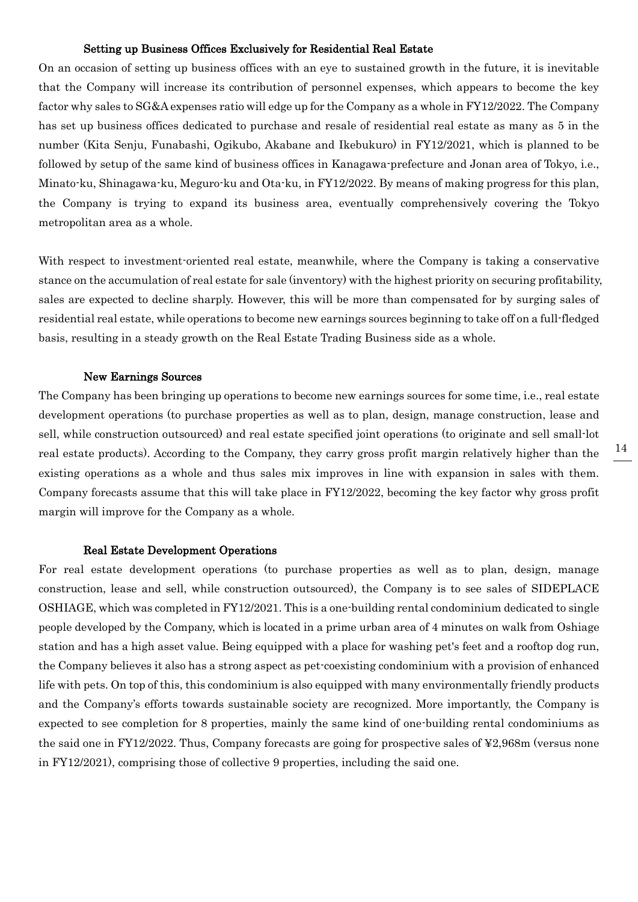#### Setting up Business Offices Exclusively for Residential Real Estate

On an occasion of setting up business offices with an eye to sustained growth in the future, it is inevitable that the Company will increase its contribution of personnel expenses, which appears to become the key factor why sales to SG&A expenses ratio will edge up for the Company as a whole in FY12/2022. The Company has set up business offices dedicated to purchase and resale of residential real estate as many as 5 in the number (Kita Senju, Funabashi, Ogikubo, Akabane and Ikebukuro) in FY12/2021, which is planned to be followed by setup of the same kind of business offices in Kanagawa-prefecture and Jonan area of Tokyo, i.e., Minato-ku, Shinagawa-ku, Meguro-ku and Ota-ku, in FY12/2022. By means of making progress for this plan, the Company is trying to expand its business area, eventually comprehensively covering the Tokyo metropolitan area as a whole.

With respect to investment-oriented real estate, meanwhile, where the Company is taking a conservative stance on the accumulation of real estate for sale (inventory) with the highest priority on securing profitability, sales are expected to decline sharply. However, this will be more than compensated for by surging sales of residential real estate, while operations to become new earnings sources beginning to take off on a full-fledged basis, resulting in a steady growth on the Real Estate Trading Business side as a whole.

#### New Earnings Sources

The Company has been bringing up operations to become new earnings sources for some time, i.e., real estate development operations (to purchase properties as well as to plan, design, manage construction, lease and sell, while construction outsourced) and real estate specified joint operations (to originate and sell small-lot real estate products). According to the Company, they carry gross profit margin relatively higher than the existing operations as a whole and thus sales mix improves in line with expansion in sales with them. Company forecasts assume that this will take place in FY12/2022, becoming the key factor why gross profit margin will improve for the Company as a whole.

#### Real Estate Development Operations

For real estate development operations (to purchase properties as well as to plan, design, manage construction, lease and sell, while construction outsourced), the Company is to see sales of SIDEPLACE OSHIAGE, which was completed in FY12/2021. This is a one-building rental condominium dedicated to single people developed by the Company, which is located in a prime urban area of 4 minutes on walk from Oshiage station and has a high asset value. Being equipped with a place for washing pet's feet and a rooftop dog run, the Company believes it also has a strong aspect as pet-coexisting condominium with a provision of enhanced life with pets. On top of this, this condominium is also equipped with many environmentally friendly products and the Company's efforts towards sustainable society are recognized. More importantly, the Company is expected to see completion for 8 properties, mainly the same kind of one-building rental condominiums as the said one in FY12/2022. Thus, Company forecasts are going for prospective sales of ¥2,968m (versus none in FY12/2021), comprising those of collective 9 properties, including the said one.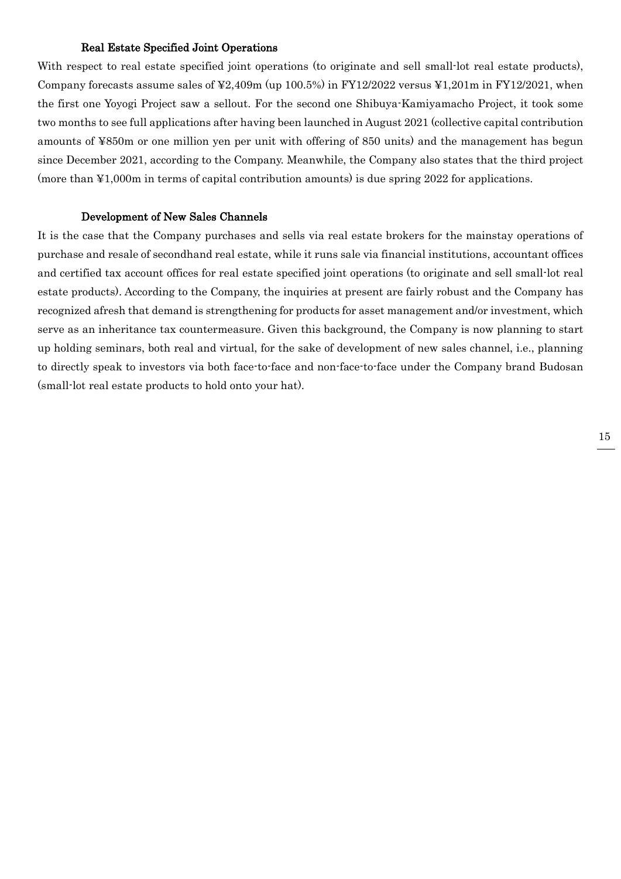### Real Estate Specified Joint Operations

With respect to real estate specified joint operations (to originate and sell small-lot real estate products), Company forecasts assume sales of ¥2,409m (up 100.5%) in FY12/2022 versus ¥1,201m in FY12/2021, when the first one Yoyogi Project saw a sellout. For the second one Shibuya-Kamiyamacho Project, it took some two months to see full applications after having been launched in August 2021 (collective capital contribution amounts of ¥850m or one million yen per unit with offering of 850 units) and the management has begun since December 2021, according to the Company. Meanwhile, the Company also states that the third project (more than ¥1,000m in terms of capital contribution amounts) is due spring 2022 for applications.

### Development of New Sales Channels

It is the case that the Company purchases and sells via real estate brokers for the mainstay operations of purchase and resale of secondhand real estate, while it runs sale via financial institutions, accountant offices and certified tax account offices for real estate specified joint operations (to originate and sell small-lot real estate products). According to the Company, the inquiries at present are fairly robust and the Company has recognized afresh that demand is strengthening for products for asset management and/or investment, which serve as an inheritance tax countermeasure. Given this background, the Company is now planning to start up holding seminars, both real and virtual, for the sake of development of new sales channel, i.e., planning to directly speak to investors via both face-to-face and non-face-to-face under the Company brand Budosan (small-lot real estate products to hold onto your hat).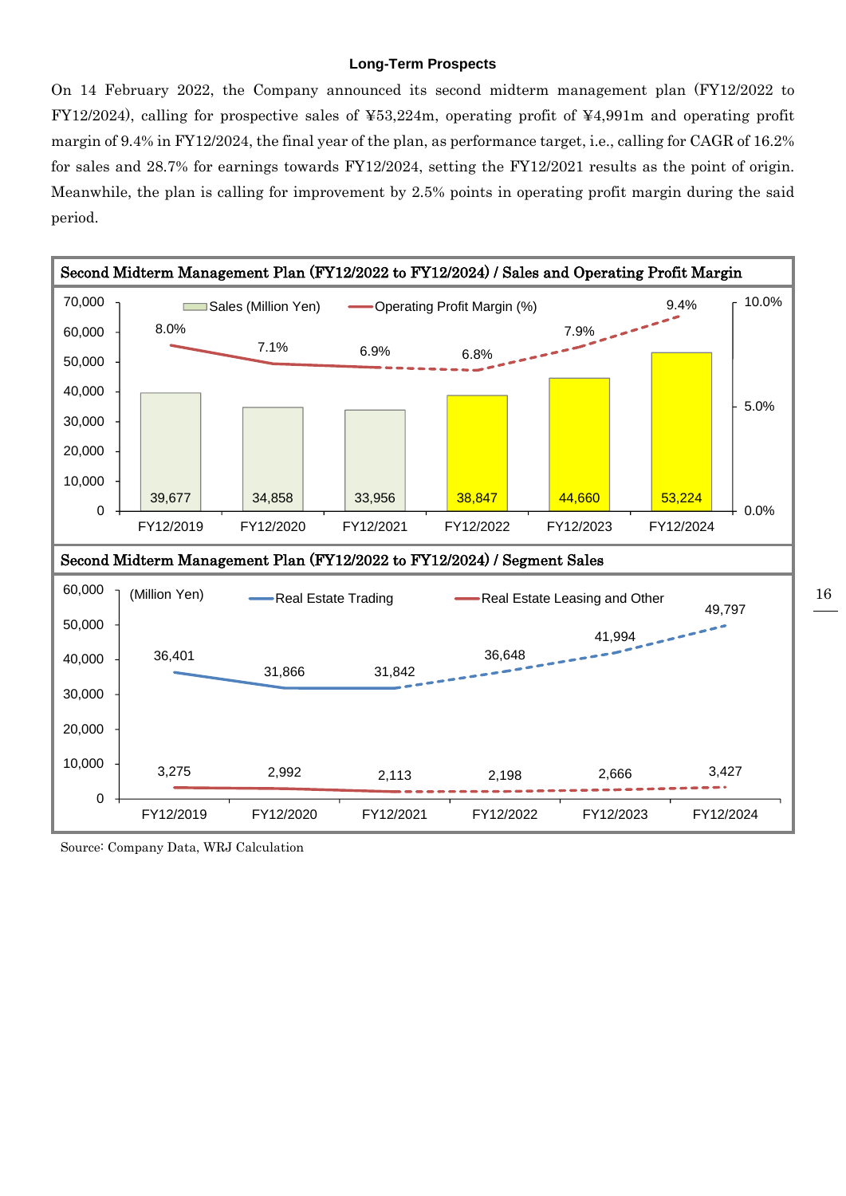### Long-Term Prospects

On 14 February 2022, the Company announced its second midterm management plan (FY12/2022 to FY12/2024), calling for prospective sales of ¥53,224m, operating profit of ¥4,991m and operating profit margin of 9.4% in FY12/2024, the final year of the plan, as performance target, i.e., calling for CAGR of 16.2% for sales and 28.7% for earnings towards FY12/2024, setting the FY12/2021 results as the point of origin. Meanwhile, the plan is calling for improvement by 2.5% points in operating profit margin during the said period.

**Second Midterm Management Plan (FY12/2022 to FY12/2024) / Sales and Operating Profit Margin**

| | FY12/2019 | FY12/2020 | FY12/2021 | FY12/2022 | FY12/2023 | FY12/2024 |
|---|---|---|---|---|---|---|
| Sales (Million Yen) | 39,677 | 34,858 | 33,956 | 38,847 | 44,660 | 53,224 |
| Operating Profit Margin (%) | 8.0% | 7.1% | 6.9% | 6.8% | 7.9% | 9.4% |

**Second Midterm Management Plan (FY12/2022 to FY12/2024) / Segment Sales**

(Million Yen)

| | FY12/2019 | FY12/2020 | FY12/2021 | FY12/2022 | FY12/2023 | FY12/2024 |
|---|---|---|---|---|---|---|
| Real Estate Trading | 36,401 | 31,866 | 31,842 | 36,648 | 41,994 | 49,797 |
| Real Estate Leasing and Other | 3,275 | 2,992 | 2,113 | 2,198 | 2,666 | 3,427 |

Source: Company Data, WRJ Calculation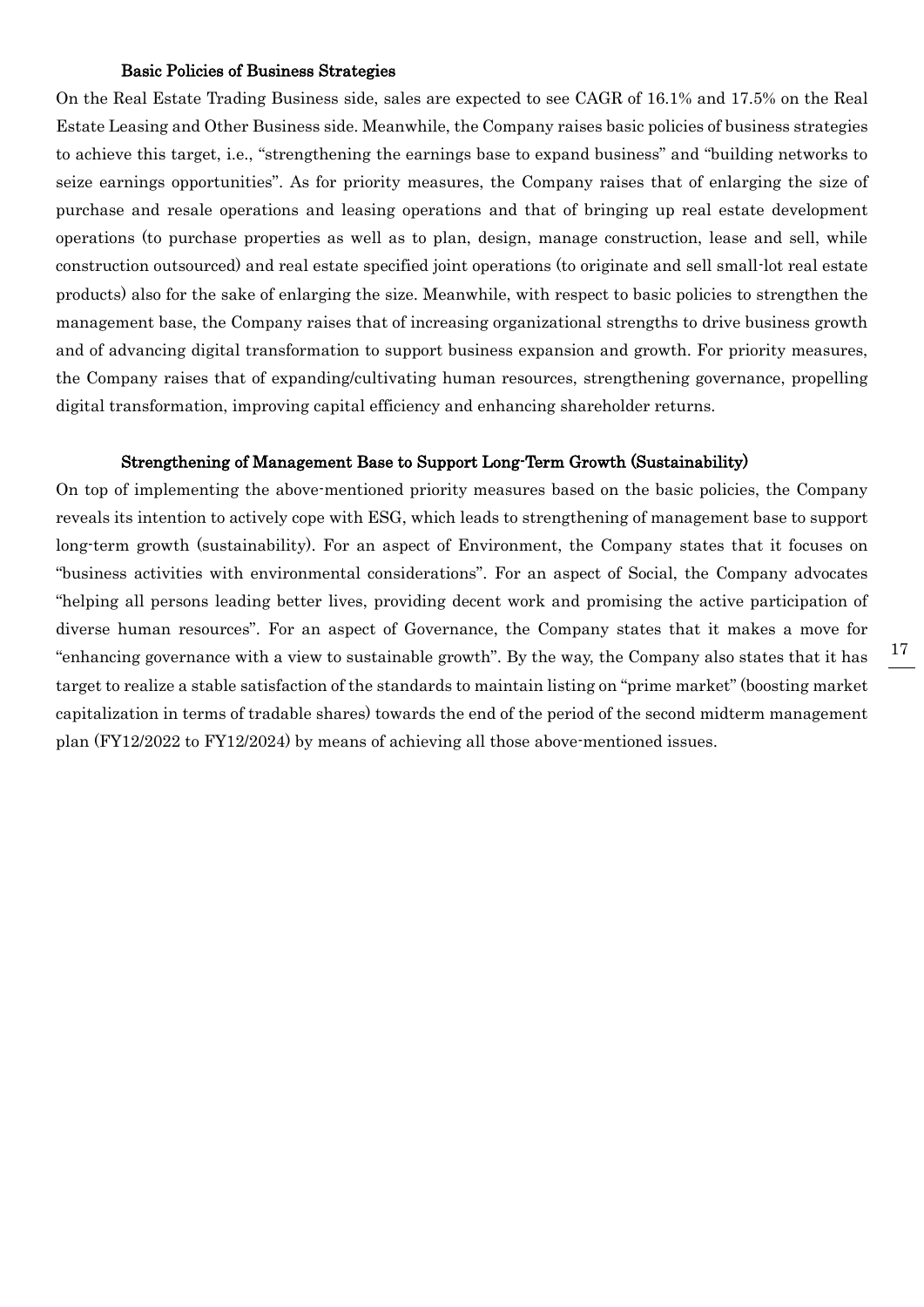### Basic Policies of Business Strategies

On the Real Estate Trading Business side, sales are expected to see CAGR of 16.1% and 17.5% on the Real Estate Leasing and Other Business side. Meanwhile, the Company raises basic policies of business strategies to achieve this target, i.e., "strengthening the earnings base to expand business" and "building networks to seize earnings opportunities". As for priority measures, the Company raises that of enlarging the size of purchase and resale operations and leasing operations and that of bringing up real estate development operations (to purchase properties as well as to plan, design, manage construction, lease and sell, while construction outsourced) and real estate specified joint operations (to originate and sell small-lot real estate products) also for the sake of enlarging the size. Meanwhile, with respect to basic policies to strengthen the management base, the Company raises that of increasing organizational strengths to drive business growth and of advancing digital transformation to support business expansion and growth. For priority measures, the Company raises that of expanding/cultivating human resources, strengthening governance, propelling digital transformation, improving capital efficiency and enhancing shareholder returns.

### Strengthening of Management Base to Support Long-Term Growth (Sustainability)

On top of implementing the above-mentioned priority measures based on the basic policies, the Company reveals its intention to actively cope with ESG, which leads to strengthening of management base to support long-term growth (sustainability). For an aspect of Environment, the Company states that it focuses on "business activities with environmental considerations". For an aspect of Social, the Company advocates "helping all persons leading better lives, providing decent work and promising the active participation of diverse human resources". For an aspect of Governance, the Company states that it makes a move for "enhancing governance with a view to sustainable growth". By the way, the Company also states that it has target to realize a stable satisfaction of the standards to maintain listing on "prime market" (boosting market capitalization in terms of tradable shares) towards the end of the period of the second midterm management plan (FY12/2022 to FY12/2024) by means of achieving all those above-mentioned issues.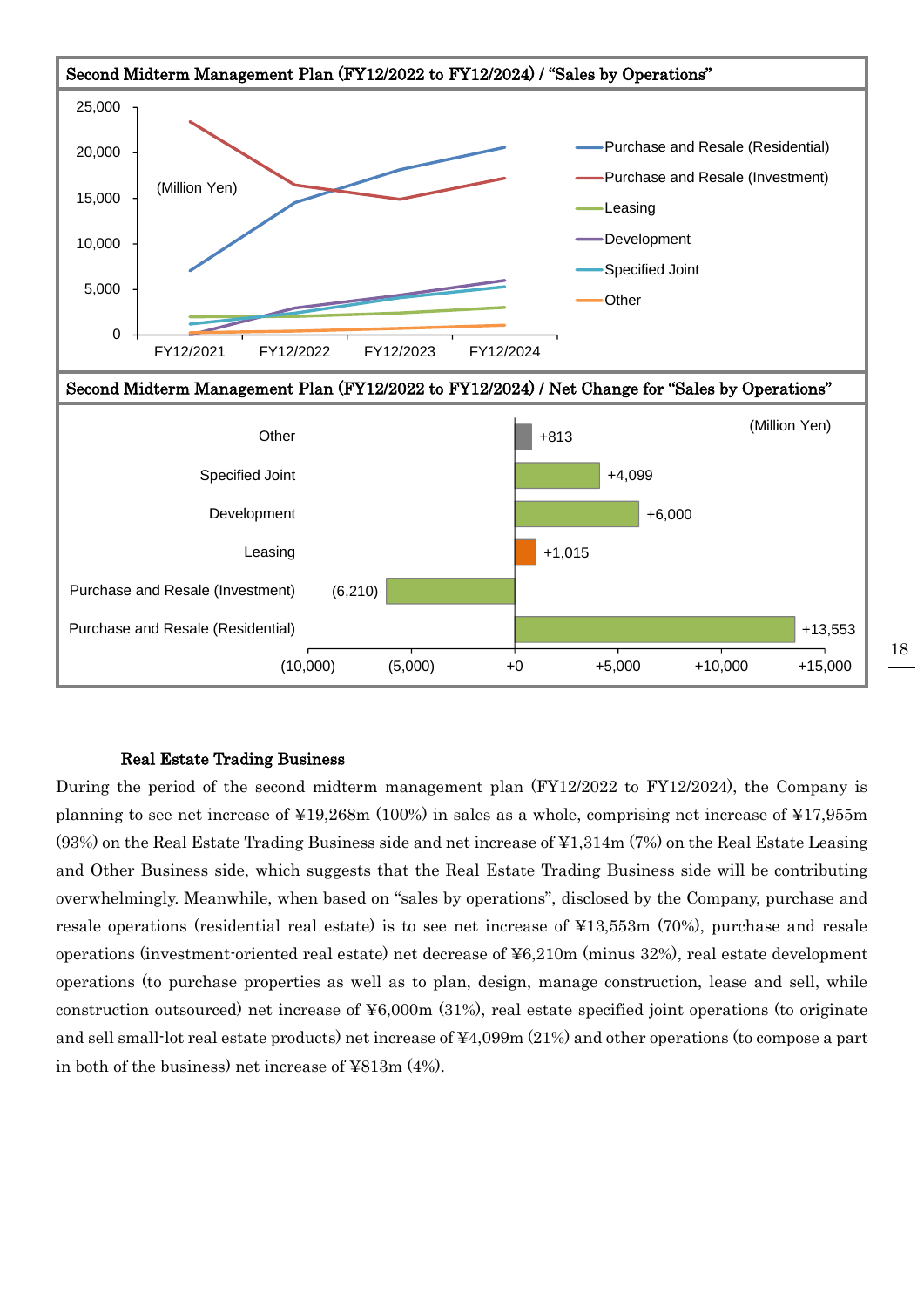**Second Midterm Management Plan (FY12/2022 to FY12/2024) / "Sales by Operations"**

(Million Yen)

Legend: Purchase and Resale (Residential), Purchase and Resale (Investment), Leasing, Development, Specified Joint, Other

**Second Midterm Management Plan (FY12/2022 to FY12/2024) / Net Change for "Sales by Operations"**

(Million Yen)

| Operation | Net Change |
|---|---|
| Other | +813 |
| Specified Joint | +4,099 |
| Development | +6,000 |
| Leasing | +1,015 |
| Purchase and Resale (Investment) | (6,210) |
| Purchase and Resale (Residential) | +13,553 |

**Real Estate Trading Business**

During the period of the second midterm management plan (FY12/2022 to FY12/2024), the Company is planning to see net increase of ¥19,268m (100%) in sales as a whole, comprising net increase of ¥17,955m (93%) on the Real Estate Trading Business side and net increase of ¥1,314m (7%) on the Real Estate Leasing and Other Business side, which suggests that the Real Estate Trading Business side will be contributing overwhelmingly. Meanwhile, when based on "sales by operations", disclosed by the Company, purchase and resale operations (residential real estate) is to see net increase of ¥13,553m (70%), purchase and resale operations (investment-oriented real estate) net decrease of ¥6,210m (minus 32%), real estate development operations (to purchase properties as well as to plan, design, manage construction, lease and sell, while construction outsourced) net increase of ¥6,000m (31%), real estate specified joint operations (to originate and sell small-lot real estate products) net increase of ¥4,099m (21%) and other operations (to compose a part in both of the business) net increase of ¥813m (4%).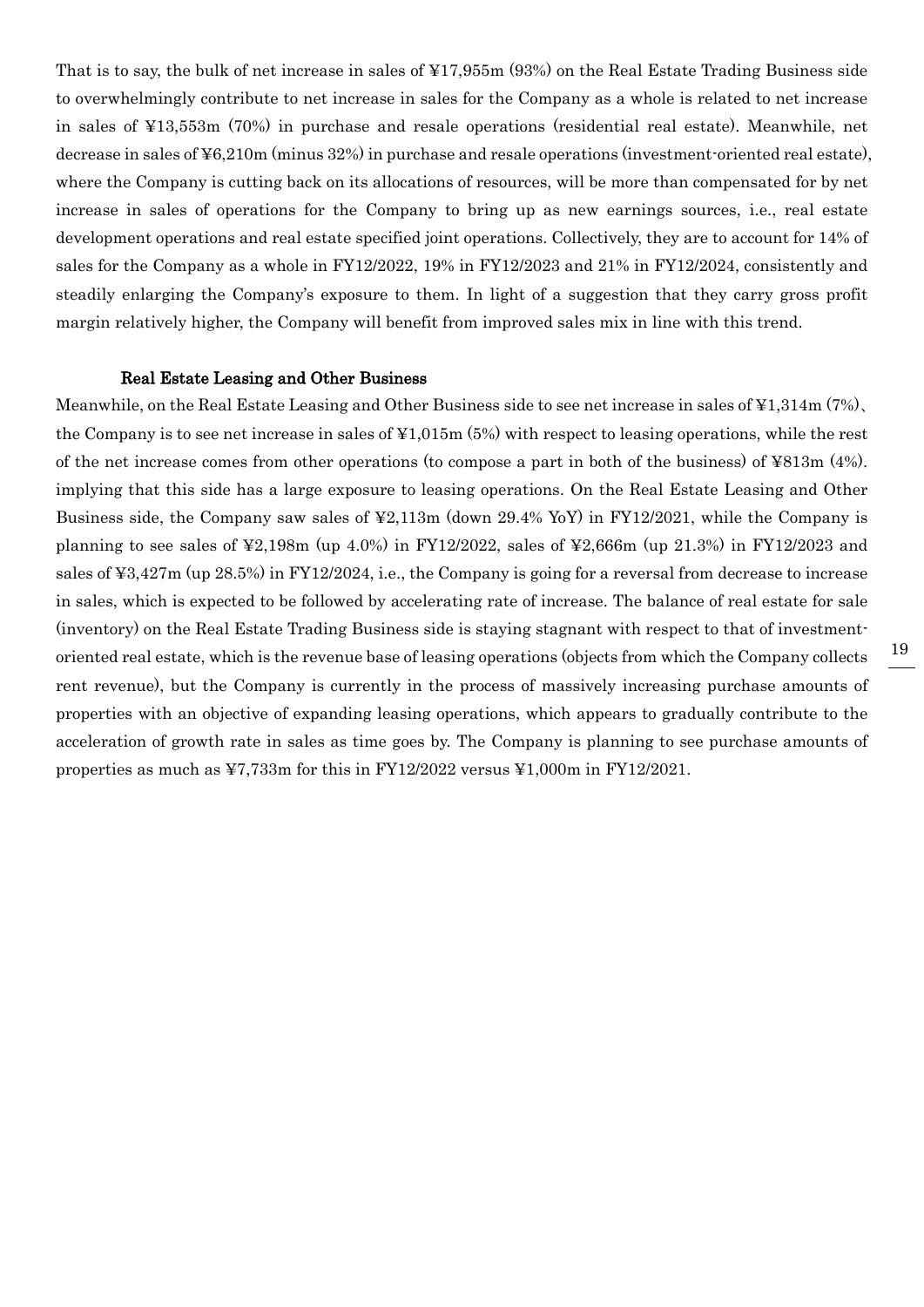That is to say, the bulk of net increase in sales of ¥17,955m (93%) on the Real Estate Trading Business side to overwhelmingly contribute to net increase in sales for the Company as a whole is related to net increase in sales of ¥13,553m (70%) in purchase and resale operations (residential real estate). Meanwhile, net decrease in sales of ¥6,210m (minus 32%) in purchase and resale operations (investment-oriented real estate), where the Company is cutting back on its allocations of resources, will be more than compensated for by net increase in sales of operations for the Company to bring up as new earnings sources, i.e., real estate development operations and real estate specified joint operations. Collectively, they are to account for 14% of sales for the Company as a whole in FY12/2022, 19% in FY12/2023 and 21% in FY12/2024, consistently and steadily enlarging the Company's exposure to them. In light of a suggestion that they carry gross profit margin relatively higher, the Company will benefit from improved sales mix in line with this trend.

### Real Estate Leasing and Other Business

Meanwhile, on the Real Estate Leasing and Other Business side to see net increase in sales of ¥1,314m (7%)、 the Company is to see net increase in sales of ¥1,015m (5%) with respect to leasing operations, while the rest of the net increase comes from other operations (to compose a part in both of the business) of ¥813m (4%). implying that this side has a large exposure to leasing operations. On the Real Estate Leasing and Other Business side, the Company saw sales of ¥2,113m (down 29.4% YoY) in FY12/2021, while the Company is planning to see sales of ¥2,198m (up 4.0%) in FY12/2022, sales of ¥2,666m (up 21.3%) in FY12/2023 and sales of ¥3,427m (up 28.5%) in FY12/2024, i.e., the Company is going for a reversal from decrease to increase in sales, which is expected to be followed by accelerating rate of increase. The balance of real estate for sale (inventory) on the Real Estate Trading Business side is staying stagnant with respect to that of investment-oriented real estate, which is the revenue base of leasing operations (objects from which the Company collects rent revenue), but the Company is currently in the process of massively increasing purchase amounts of properties with an objective of expanding leasing operations, which appears to gradually contribute to the acceleration of growth rate in sales as time goes by. The Company is planning to see purchase amounts of properties as much as ¥7,733m for this in FY12/2022 versus ¥1,000m in FY12/2021.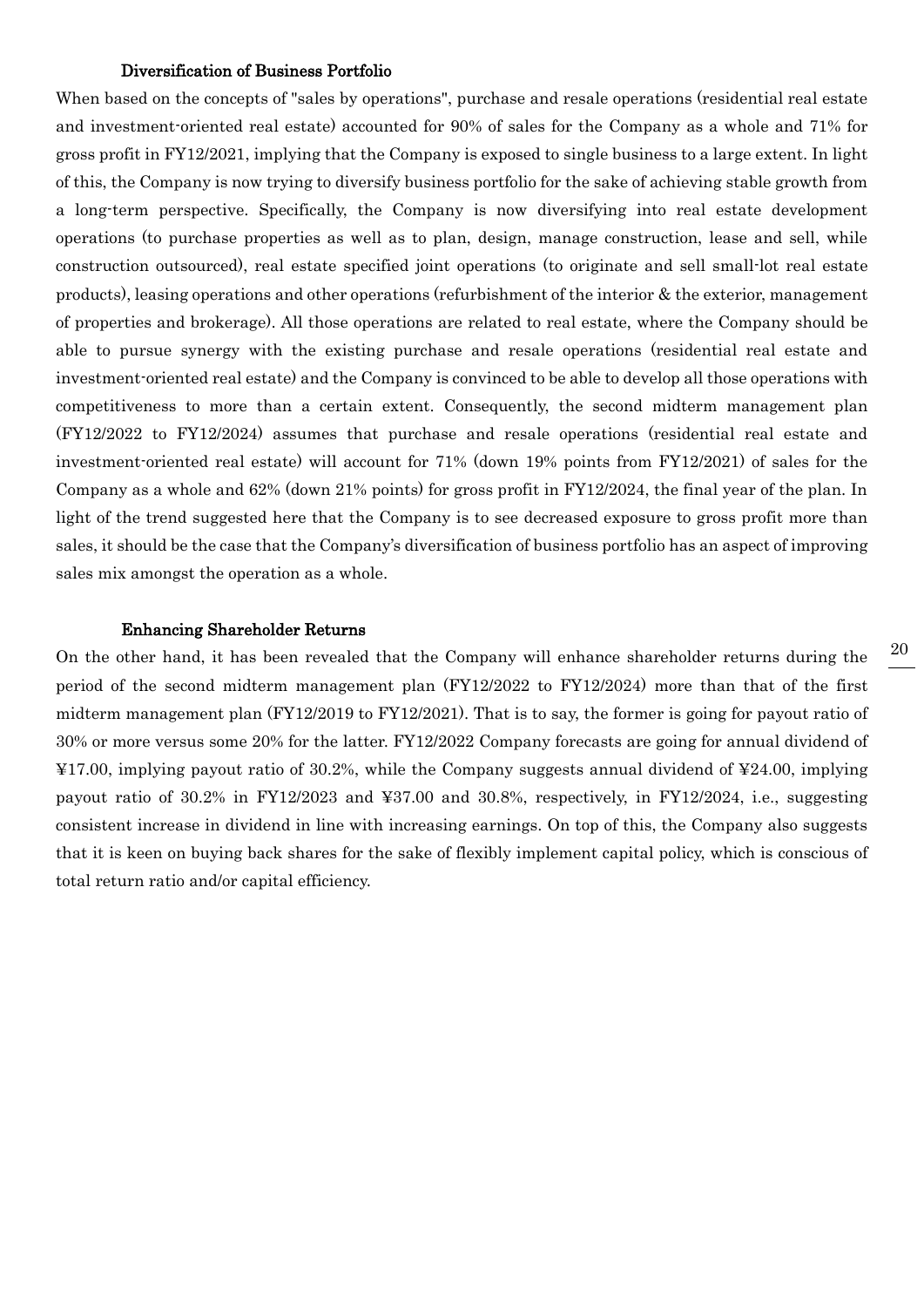### Diversification of Business Portfolio

When based on the concepts of "sales by operations", purchase and resale operations (residential real estate and investment-oriented real estate) accounted for 90% of sales for the Company as a whole and 71% for gross profit in FY12/2021, implying that the Company is exposed to single business to a large extent. In light of this, the Company is now trying to diversify business portfolio for the sake of achieving stable growth from a long-term perspective. Specifically, the Company is now diversifying into real estate development operations (to purchase properties as well as to plan, design, manage construction, lease and sell, while construction outsourced), real estate specified joint operations (to originate and sell small-lot real estate products), leasing operations and other operations (refurbishment of the interior & the exterior, management of properties and brokerage). All those operations are related to real estate, where the Company should be able to pursue synergy with the existing purchase and resale operations (residential real estate and investment-oriented real estate) and the Company is convinced to be able to develop all those operations with competitiveness to more than a certain extent. Consequently, the second midterm management plan (FY12/2022 to FY12/2024) assumes that purchase and resale operations (residential real estate and investment-oriented real estate) will account for 71% (down 19% points from FY12/2021) of sales for the Company as a whole and 62% (down 21% points) for gross profit in FY12/2024, the final year of the plan. In light of the trend suggested here that the Company is to see decreased exposure to gross profit more than sales, it should be the case that the Company's diversification of business portfolio has an aspect of improving sales mix amongst the operation as a whole.

### Enhancing Shareholder Returns

On the other hand, it has been revealed that the Company will enhance shareholder returns during the period of the second midterm management plan (FY12/2022 to FY12/2024) more than that of the first midterm management plan (FY12/2019 to FY12/2021). That is to say, the former is going for payout ratio of 30% or more versus some 20% for the latter. FY12/2022 Company forecasts are going for annual dividend of ¥17.00, implying payout ratio of 30.2%, while the Company suggests annual dividend of ¥24.00, implying payout ratio of 30.2% in FY12/2023 and ¥37.00 and 30.8%, respectively, in FY12/2024, i.e., suggesting consistent increase in dividend in line with increasing earnings. On top of this, the Company also suggests that it is keen on buying back shares for the sake of flexibly implement capital policy, which is conscious of total return ratio and/or capital efficiency.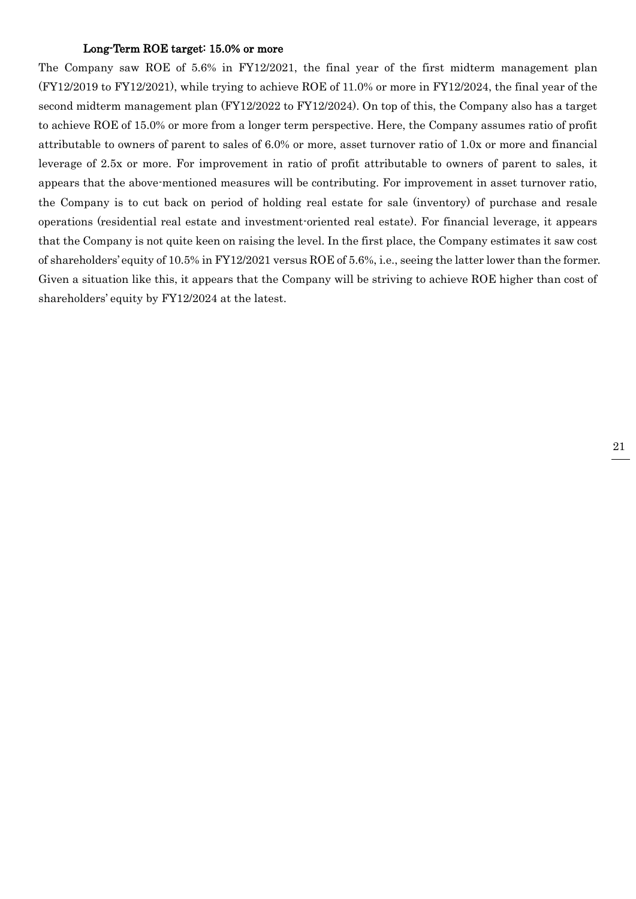### Long-Term ROE target: 15.0% or more

The Company saw ROE of 5.6% in FY12/2021, the final year of the first midterm management plan (FY12/2019 to FY12/2021), while trying to achieve ROE of 11.0% or more in FY12/2024, the final year of the second midterm management plan (FY12/2022 to FY12/2024). On top of this, the Company also has a target to achieve ROE of 15.0% or more from a longer term perspective. Here, the Company assumes ratio of profit attributable to owners of parent to sales of 6.0% or more, asset turnover ratio of 1.0x or more and financial leverage of 2.5x or more. For improvement in ratio of profit attributable to owners of parent to sales, it appears that the above-mentioned measures will be contributing. For improvement in asset turnover ratio, the Company is to cut back on period of holding real estate for sale (inventory) of purchase and resale operations (residential real estate and investment-oriented real estate). For financial leverage, it appears that the Company is not quite keen on raising the level. In the first place, the Company estimates it saw cost of shareholders' equity of 10.5% in FY12/2021 versus ROE of 5.6%, i.e., seeing the latter lower than the former. Given a situation like this, it appears that the Company will be striving to achieve ROE higher than cost of shareholders' equity by FY12/2024 at the latest.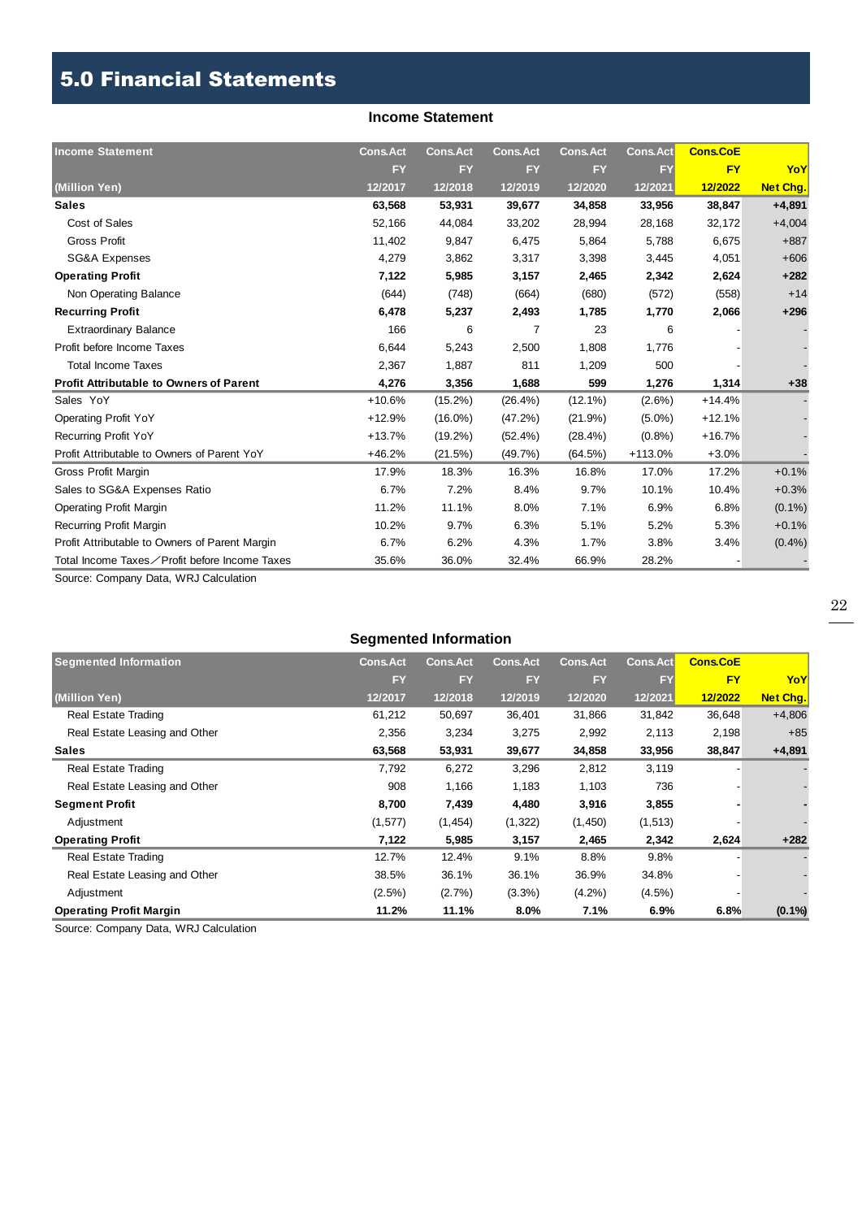# 5.0 Financial Statements

## Income Statement

| Income Statement | Cons.Act | Cons.Act | Cons.Act | Cons.Act | Cons.Act | Cons.CoE | |
|---|---|---|---|---|---|---|---|
| | FY | FY | FY | FY | FY | FY | YoY |
| (Million Yen) | 12/2017 | 12/2018 | 12/2019 | 12/2020 | 12/2021 | 12/2022 | Net Chg. |
| **Sales** | **63,568** | **53,931** | **39,677** | **34,858** | **33,956** | **38,847** | **+4,891** |
| Cost of Sales | 52,166 | 44,084 | 33,202 | 28,994 | 28,168 | 32,172 | +4,004 |
| Gross Profit | 11,402 | 9,847 | 6,475 | 5,864 | 5,788 | 6,675 | +887 |
| SG&A Expenses | 4,279 | 3,862 | 3,317 | 3,398 | 3,445 | 4,051 | +606 |
| **Operating Profit** | **7,122** | **5,985** | **3,157** | **2,465** | **2,342** | **2,624** | **+282** |
| Non Operating Balance | (644) | (748) | (664) | (680) | (572) | (558) | +14 |
| **Recurring Profit** | **6,478** | **5,237** | **2,493** | **1,785** | **1,770** | **2,066** | **+296** |
| Extraordinary Balance | 166 | 6 | 7 | 23 | 6 | - | - |
| Profit before Income Taxes | 6,644 | 5,243 | 2,500 | 1,808 | 1,776 | - | - |
| Total Income Taxes | 2,367 | 1,887 | 811 | 1,209 | 500 | - | - |
| **Profit Attributable to Owners of Parent** | **4,276** | **3,356** | **1,688** | **599** | **1,276** | **1,314** | **+38** |
| Sales YoY | +10.6% | (15.2%) | (26.4%) | (12.1%) | (2.6%) | +14.4% | - |
| Operating Profit YoY | +12.9% | (16.0%) | (47.2%) | (21.9%) | (5.0%) | +12.1% | - |
| Recurring Profit YoY | +13.7% | (19.2%) | (52.4%) | (28.4%) | (0.8%) | +16.7% | - |
| Profit Attributable to Owners of Parent YoY | +46.2% | (21.5%) | (49.7%) | (64.5%) | +113.0% | +3.0% | - |
| Gross Profit Margin | 17.9% | 18.3% | 16.3% | 16.8% | 17.0% | 17.2% | +0.1% |
| Sales to SG&A Expenses Ratio | 6.7% | 7.2% | 8.4% | 9.7% | 10.1% | 10.4% | +0.3% |
| Operating Profit Margin | 11.2% | 11.1% | 8.0% | 7.1% | 6.9% | 6.8% | (0.1%) |
| Recurring Profit Margin | 10.2% | 9.7% | 6.3% | 5.1% | 5.2% | 5.3% | +0.1% |
| Profit Attributable to Owners of Parent Margin | 6.7% | 6.2% | 4.3% | 1.7% | 3.8% | 3.4% | (0.4%) |
| Total Income Taxes／Profit before Income Taxes | 35.6% | 36.0% | 32.4% | 66.9% | 28.2% | - | - |

Source: Company Data, WRJ Calculation

## Segmented Information

| Segmented Information | Cons.Act | Cons.Act | Cons.Act | Cons.Act | Cons.Act | Cons.CoE | |
|---|---|---|---|---|---|---|---|
| | FY | FY | FY | FY | FY | FY | YoY |
| (Million Yen) | 12/2017 | 12/2018 | 12/2019 | 12/2020 | 12/2021 | 12/2022 | Net Chg. |
| Real Estate Trading | 61,212 | 50,697 | 36,401 | 31,866 | 31,842 | 36,648 | +4,806 |
| Real Estate Leasing and Other | 2,356 | 3,234 | 3,275 | 2,992 | 2,113 | 2,198 | +85 |
| **Sales** | **63,568** | **53,931** | **39,677** | **34,858** | **33,956** | **38,847** | **+4,891** |
| Real Estate Trading | 7,792 | 6,272 | 3,296 | 2,812 | 3,119 | - | - |
| Real Estate Leasing and Other | 908 | 1,166 | 1,183 | 1,103 | 736 | - | - |
| **Segment Profit** | **8,700** | **7,439** | **4,480** | **3,916** | **3,855** | **-** | **-** |
| Adjustment | (1,577) | (1,454) | (1,322) | (1,450) | (1,513) | - | - |
| **Operating Profit** | **7,122** | **5,985** | **3,157** | **2,465** | **2,342** | **2,624** | **+282** |
| Real Estate Trading | 12.7% | 12.4% | 9.1% | 8.8% | 9.8% | - | - |
| Real Estate Leasing and Other | 38.5% | 36.1% | 36.1% | 36.9% | 34.8% | - | - |
| Adjustment | (2.5%) | (2.7%) | (3.3%) | (4.2%) | (4.5%) | - | - |
| **Operating Profit Margin** | **11.2%** | **11.1%** | **8.0%** | **7.1%** | **6.9%** | **6.8%** | **(0.1%)** |

Source: Company Data, WRJ Calculation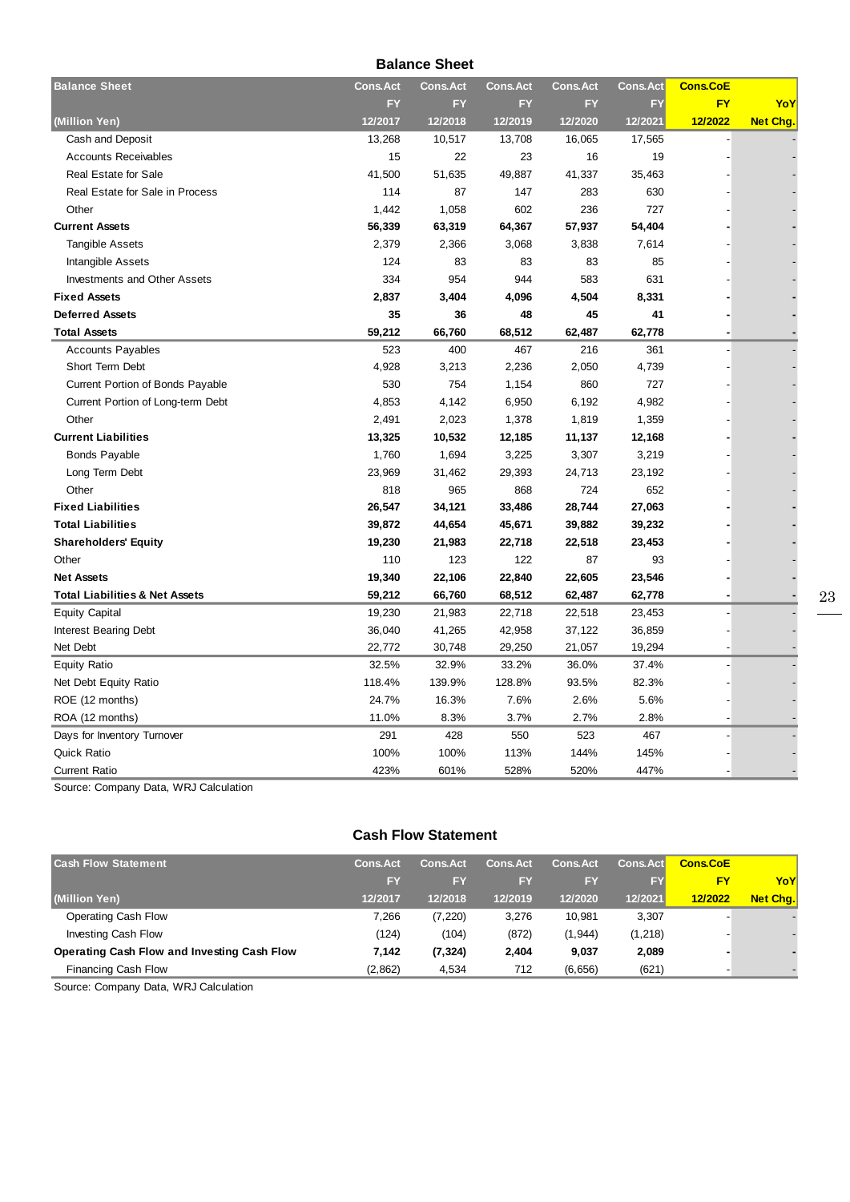## Balance Sheet

| Balance Sheet | Cons.Act | Cons.Act | Cons.Act | Cons.Act | Cons.Act | Cons.CoE | |
|---|---|---|---|---|---|---|---|
| | FY | FY | FY | FY | FY | FY | YoY |
| (Million Yen) | 12/2017 | 12/2018 | 12/2019 | 12/2020 | 12/2021 | 12/2022 | Net Chg. |
| Cash and Deposit | 13,268 | 10,517 | 13,708 | 16,065 | 17,565 | - | - |
| Accounts Receivables | 15 | 22 | 23 | 16 | 19 | - | - |
| Real Estate for Sale | 41,500 | 51,635 | 49,887 | 41,337 | 35,463 | - | - |
| Real Estate for Sale in Process | 114 | 87 | 147 | 283 | 630 | - | - |
| Other | 1,442 | 1,058 | 602 | 236 | 727 | - | - |
| **Current Assets** | **56,339** | **63,319** | **64,367** | **57,937** | **54,404** | **-** | **-** |
| Tangible Assets | 2,379 | 2,366 | 3,068 | 3,838 | 7,614 | - | - |
| Intangible Assets | 124 | 83 | 83 | 83 | 85 | - | - |
| Investments and Other Assets | 334 | 954 | 944 | 583 | 631 | - | - |
| **Fixed Assets** | **2,837** | **3,404** | **4,096** | **4,504** | **8,331** | **-** | **-** |
| **Deferred Assets** | **35** | **36** | **48** | **45** | **41** | **-** | **-** |
| **Total Assets** | **59,212** | **66,760** | **68,512** | **62,487** | **62,778** | **-** | **-** |
| Accounts Payables | 523 | 400 | 467 | 216 | 361 | - | - |
| Short Term Debt | 4,928 | 3,213 | 2,236 | 2,050 | 4,739 | - | - |
| Current Portion of Bonds Payable | 530 | 754 | 1,154 | 860 | 727 | - | - |
| Current Portion of Long-term Debt | 4,853 | 4,142 | 6,950 | 6,192 | 4,982 | - | - |
| Other | 2,491 | 2,023 | 1,378 | 1,819 | 1,359 | - | - |
| **Current Liabilities** | **13,325** | **10,532** | **12,185** | **11,137** | **12,168** | **-** | **-** |
| Bonds Payable | 1,760 | 1,694 | 3,225 | 3,307 | 3,219 | - | - |
| Long Term Debt | 23,969 | 31,462 | 29,393 | 24,713 | 23,192 | - | - |
| Other | 818 | 965 | 868 | 724 | 652 | - | - |
| **Fixed Liabilities** | **26,547** | **34,121** | **33,486** | **28,744** | **27,063** | **-** | **-** |
| **Total Liabilities** | **39,872** | **44,654** | **45,671** | **39,882** | **39,232** | **-** | **-** |
| **Shareholders' Equity** | **19,230** | **21,983** | **22,718** | **22,518** | **23,453** | **-** | **-** |
| Other | 110 | 123 | 122 | 87 | 93 | - | - |
| **Net Assets** | **19,340** | **22,106** | **22,840** | **22,605** | **23,546** | **-** | **-** |
| **Total Liabilities & Net Assets** | **59,212** | **66,760** | **68,512** | **62,487** | **62,778** | **-** | **-** |
| Equity Capital | 19,230 | 21,983 | 22,718 | 22,518 | 23,453 | - | - |
| Interest Bearing Debt | 36,040 | 41,265 | 42,958 | 37,122 | 36,859 | - | - |
| Net Debt | 22,772 | 30,748 | 29,250 | 21,057 | 19,294 | - | - |
| Equity Ratio | 32.5% | 32.9% | 33.2% | 36.0% | 37.4% | - | - |
| Net Debt Equity Ratio | 118.4% | 139.9% | 128.8% | 93.5% | 82.3% | - | - |
| ROE (12 months) | 24.7% | 16.3% | 7.6% | 2.6% | 5.6% | - | - |
| ROA (12 months) | 11.0% | 8.3% | 3.7% | 2.7% | 2.8% | - | - |
| Days for Inventory Turnover | 291 | 428 | 550 | 523 | 467 | - | - |
| Quick Ratio | 100% | 100% | 113% | 144% | 145% | - | - |
| Current Ratio | 423% | 601% | 528% | 520% | 447% | - | - |

Source: Company Data, WRJ Calculation

## Cash Flow Statement

| Cash Flow Statement | Cons.Act | Cons.Act | Cons.Act | Cons.Act | Cons.Act | Cons.CoE | |
|---|---|---|---|---|---|---|---|
| | FY | FY | FY | FY | FY | FY | YoY |
| (Million Yen) | 12/2017 | 12/2018 | 12/2019 | 12/2020 | 12/2021 | 12/2022 | Net Chg. |
| Operating Cash Flow | 7,266 | (7,220) | 3,276 | 10,981 | 3,307 | - | - |
| Investing Cash Flow | (124) | (104) | (872) | (1,944) | (1,218) | - | - |
| **Operating Cash Flow and Investing Cash Flow** | **7,142** | **(7,324)** | **2,404** | **9,037** | **2,089** | **-** | **-** |
| Financing Cash Flow | (2,862) | 4,534 | 712 | (6,656) | (621) | - | - |

Source: Company Data, WRJ Calculation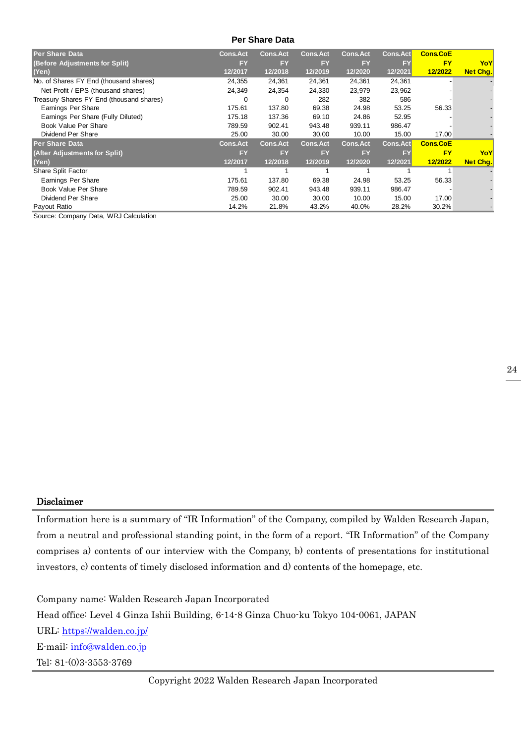## Per Share Data

| Per Share Data (Before Adjustments for Split) (Yen) | Cons.Act FY 12/2017 | Cons.Act FY 12/2018 | Cons.Act FY 12/2019 | Cons.Act FY 12/2020 | Cons.Act FY 12/2021 | Cons.CoE FY 12/2022 | YoY Net Chg. |
|---|---|---|---|---|---|---|---|
| No. of Shares FY End (thousand shares) | 24,355 | 24,361 | 24,361 | 24,361 | 24,361 | - | - |
| Net Profit / EPS (thousand shares) | 24,349 | 24,354 | 24,330 | 23,979 | 23,962 | - | - |
| Treasury Shares FY End (thousand shares) | 0 | 0 | 282 | 382 | 586 | - | - |
| Earnings Per Share | 175.61 | 137.80 | 69.38 | 24.98 | 53.25 | 56.33 | - |
| Earnings Per Share (Fully Diluted) | 175.18 | 137.36 | 69.10 | 24.86 | 52.95 | - | - |
| Book Value Per Share | 789.59 | 902.41 | 943.48 | 939.11 | 986.47 | - | - |
| Dividend Per Share | 25.00 | 30.00 | 30.00 | 10.00 | 15.00 | 17.00 | - |
| **Per Share Data (After Adjustments for Split) (Yen)** | **Cons.Act FY 12/2017** | **Cons.Act FY 12/2018** | **Cons.Act FY 12/2019** | **Cons.Act FY 12/2020** | **Cons.Act FY 12/2021** | **Cons.CoE FY 12/2022** | **YoY Net Chg.** |
| Share Split Factor | 1 | 1 | 1 | 1 | 1 | 1 | - |
| Earnings Per Share | 175.61 | 137.80 | 69.38 | 24.98 | 53.25 | 56.33 | - |
| Book Value Per Share | 789.59 | 902.41 | 943.48 | 939.11 | 986.47 | - | - |
| Dividend Per Share | 25.00 | 30.00 | 30.00 | 10.00 | 15.00 | 17.00 | - |
| Payout Ratio | 14.2% | 21.8% | 43.2% | 40.0% | 28.2% | 30.2% | - |

Source: Company Data, WRJ Calculation

### Disclaimer

Information here is a summary of "IR Information" of the Company, compiled by Walden Research Japan, from a neutral and professional standing point, in the form of a report. "IR Information" of the Company comprises a) contents of our interview with the Company, b) contents of presentations for institutional investors, c) contents of timely disclosed information and d) contents of the homepage, etc.

Company name: Walden Research Japan Incorporated

Head office: Level 4 Ginza Ishii Building, 6-14-8 Ginza Chuo-ku Tokyo 104-0061, JAPAN

URL: [https://walden.co.jp/](https://walden.co.jp/)

E-mail: [info@walden.co.jp](mailto:info@walden.co.jp)

Tel: 81-(0)3-3553-3769

Copyright 2022 Walden Research Japan Incorporated